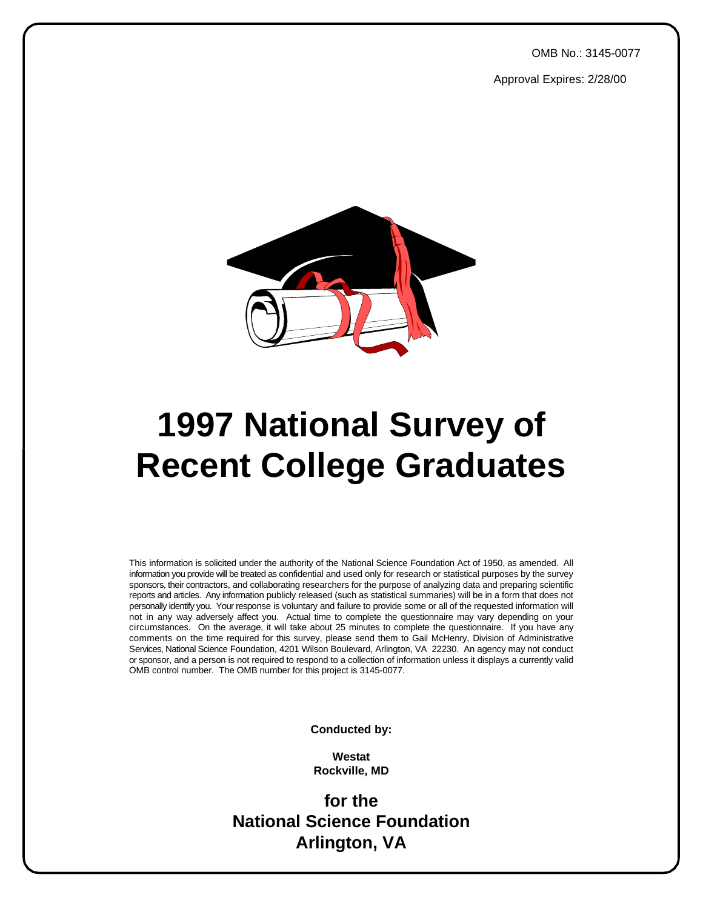OMB No.: 3145-0077

Approval Expires: 2/28/00

# 1997 National Survey of Recent College Graduates

This information is solicited under the authority of the National Science Foundation Act of 1950, as amended. All information you provide will be treated as confidential and used only for research or statistical purposes by the survey sponsors, their contractors, and collaborating researchers for the purpose of analyzing data and preparing scientific reports and articles. Any information publicly released (such as statistical summaries) will be in a form that does not personally identify you. Your response is voluntary and failure to provide some or all of the requested information will not in any way adversely affect you. Actual time to complete the questionnaire may vary depending on your circumstances. On the average, it will take about 25 minutes to complete the questionnaire. If you have any comments on the time required for this survey, please send them to Gail McHenry, Division of Administrative Services, National Science Foundation, 4201 Wilson Boulevard, Arlington, VA 22230. An agency may not conduct or sponsor, and a person is not required to respond to a collection of information unless it displays a currently valid OMB control number. The OMB number for this project is 3145-0077.

**Conducted by:**

**Westat**
**Rockville, MD**

**for the**
**National Science Foundation**
**Arlington, VA**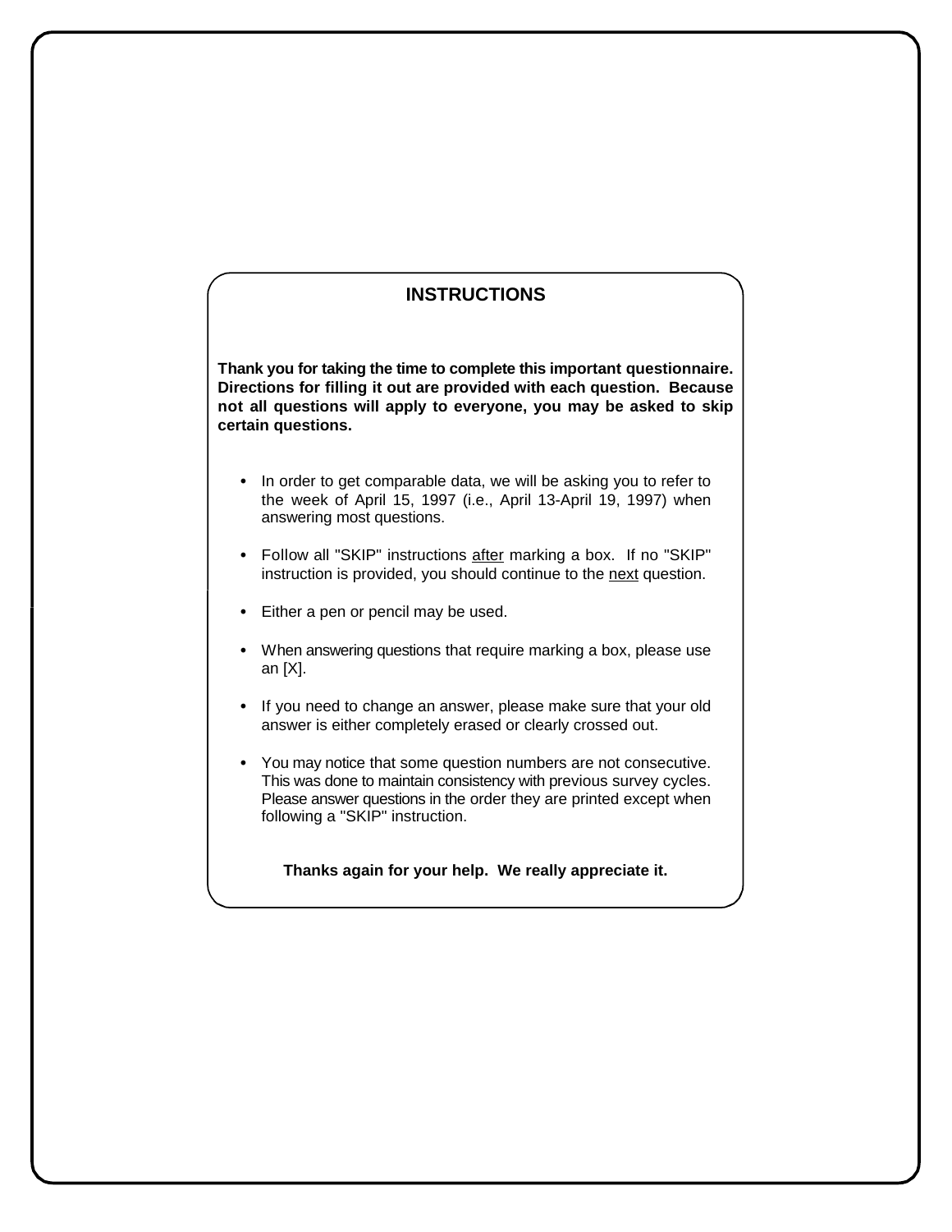## INSTRUCTIONS

**Thank you for taking the time to complete this important questionnaire. Directions for filling it out are provided with each question. Because not all questions will apply to everyone, you may be asked to skip certain questions.**

- In order to get comparable data, we will be asking you to refer to the week of April 15, 1997 (i.e., April 13-April 19, 1997) when answering most questions.
- Follow all "SKIP" instructions <u>after</u> marking a box. If no "SKIP" instruction is provided, you should continue to the <u>next</u> question.
- Either a pen or pencil may be used.
- When answering questions that require marking a box, please use an [X].
- If you need to change an answer, please make sure that your old answer is either completely erased or clearly crossed out.
- You may notice that some question numbers are not consecutive. This was done to maintain consistency with previous survey cycles. Please answer questions in the order they are printed except when following a "SKIP" instruction.

**Thanks again for your help. We really appreciate it.**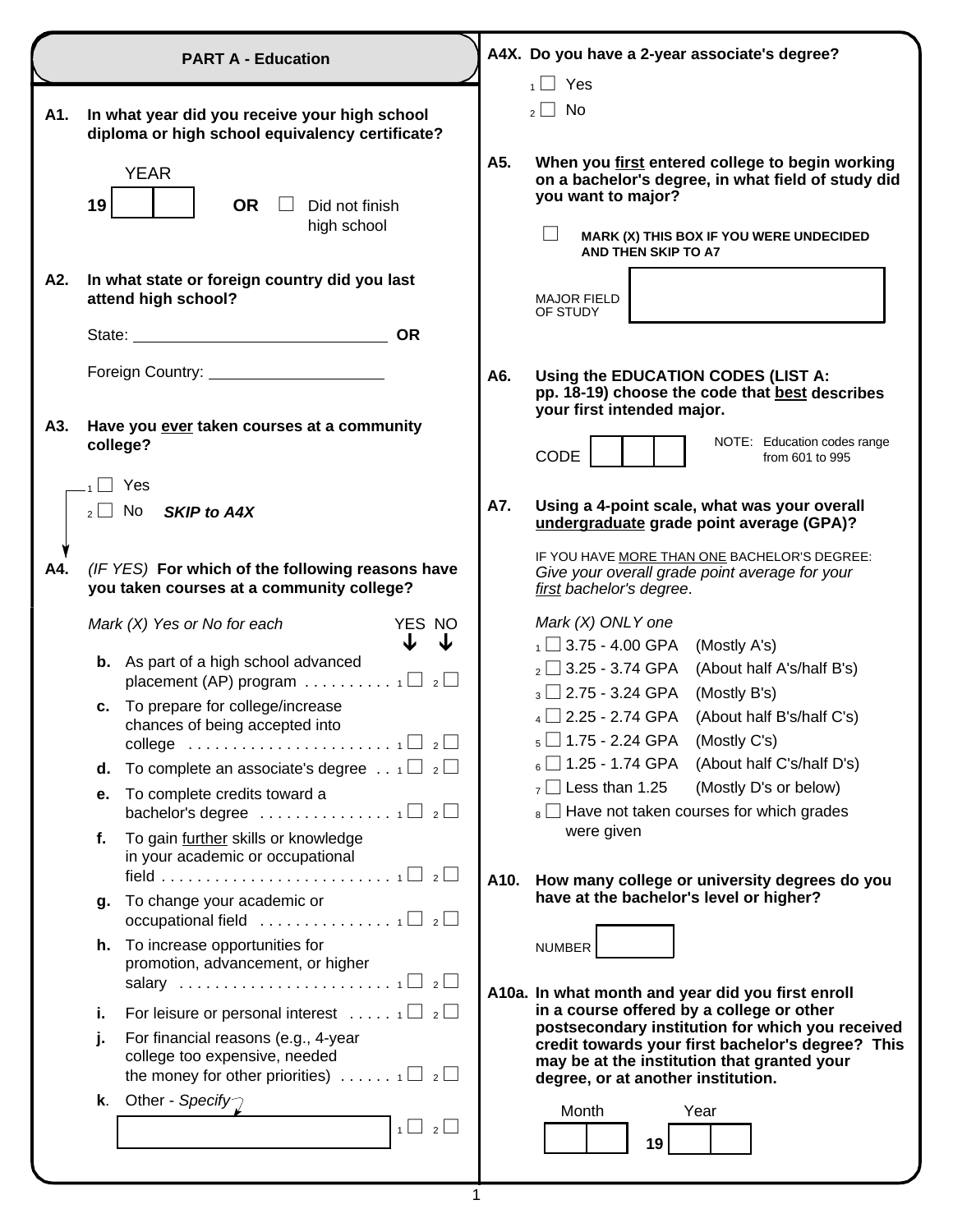## PART A - Education

**A1. In what year did you receive your high school diploma or high school equivalency certificate?**

YEAR

19 ☐☐ **OR** ☐ Did not finish high school

**A2. In what state or foreign country did you last attend high school?**

State: ______________________ **OR**

Foreign Country: ______________________

**A3. Have you ever taken courses at a community college?**

1 ☐ Yes

2 ☐ No *SKIP to A4X*

**A4.** *(IF YES)* **For which of the following reasons have you taken courses at a community college?**

*Mark (X) Yes or No for each*

| | | YES | NO |
|---|---|---|---|
| **b.** | As part of a high school advanced placement (AP) program | 1 ☐ | 2 ☐ |
| **c.** | To prepare for college/increase chances of being accepted into college | 1 ☐ | 2 ☐ |
| **d.** | To complete an associate's degree | 1 ☐ | 2 ☐ |
| **e.** | To complete credits toward a bachelor's degree | 1 ☐ | 2 ☐ |
| **f.** | To gain further skills or knowledge in your academic or occupational field | 1 ☐ | 2 ☐ |
| **g.** | To change your academic or occupational field | 1 ☐ | 2 ☐ |
| **h.** | To increase opportunities for promotion, advancement, or higher salary | 1 ☐ | 2 ☐ |
| **i.** | For leisure or personal interest | 1 ☐ | 2 ☐ |
| **j.** | For financial reasons (e.g., 4-year college too expensive, needed the money for other priorities) | 1 ☐ | 2 ☐ |
| **k.** | Other - *Specify* ______________________ | 1 ☐ | 2 ☐ |

**A4X. Do you have a 2-year associate's degree?**

1 ☐ Yes

2 ☐ No

**A5. When you first entered college to begin working on a bachelor's degree, in what field of study did you want to major?**

☐ **MARK (X) THIS BOX IF YOU WERE UNDECIDED AND THEN SKIP TO A7**

MAJOR FIELD OF STUDY ______________________

**A6. Using the EDUCATION CODES (LIST A: pp. 18-19) choose the code that best describes your first intended major.**

CODE ☐☐☐

NOTE: Education codes range from 601 to 995

**A7. Using a 4-point scale, what was your overall undergraduate grade point average (GPA)?**

IF YOU HAVE MORE THAN ONE BACHELOR'S DEGREE: *Give your overall grade point average for your first bachelor's degree.*

*Mark (X) ONLY one*

1 ☐ 3.75 - 4.00 GPA (Mostly A's)

2 ☐ 3.25 - 3.74 GPA (About half A's/half B's)

3 ☐ 2.75 - 3.24 GPA (Mostly B's)

4 ☐ 2.25 - 2.74 GPA (About half B's/half C's)

5 ☐ 1.75 - 2.24 GPA (Mostly C's)

6 ☐ 1.25 - 1.74 GPA (About half C's/half D's)

7 ☐ Less than 1.25 (Mostly D's or below)

8 ☐ Have not taken courses for which grades were given

**A10. How many college or university degrees do you have at the bachelor's level or higher?**

NUMBER ☐

**A10a. In what month and year did you first enroll in a course offered by a college or other postsecondary institution for which you received credit towards your first bachelor's degree? This may be at the institution that granted your degree, or at another institution.**

Month ☐☐ Year 19 ☐☐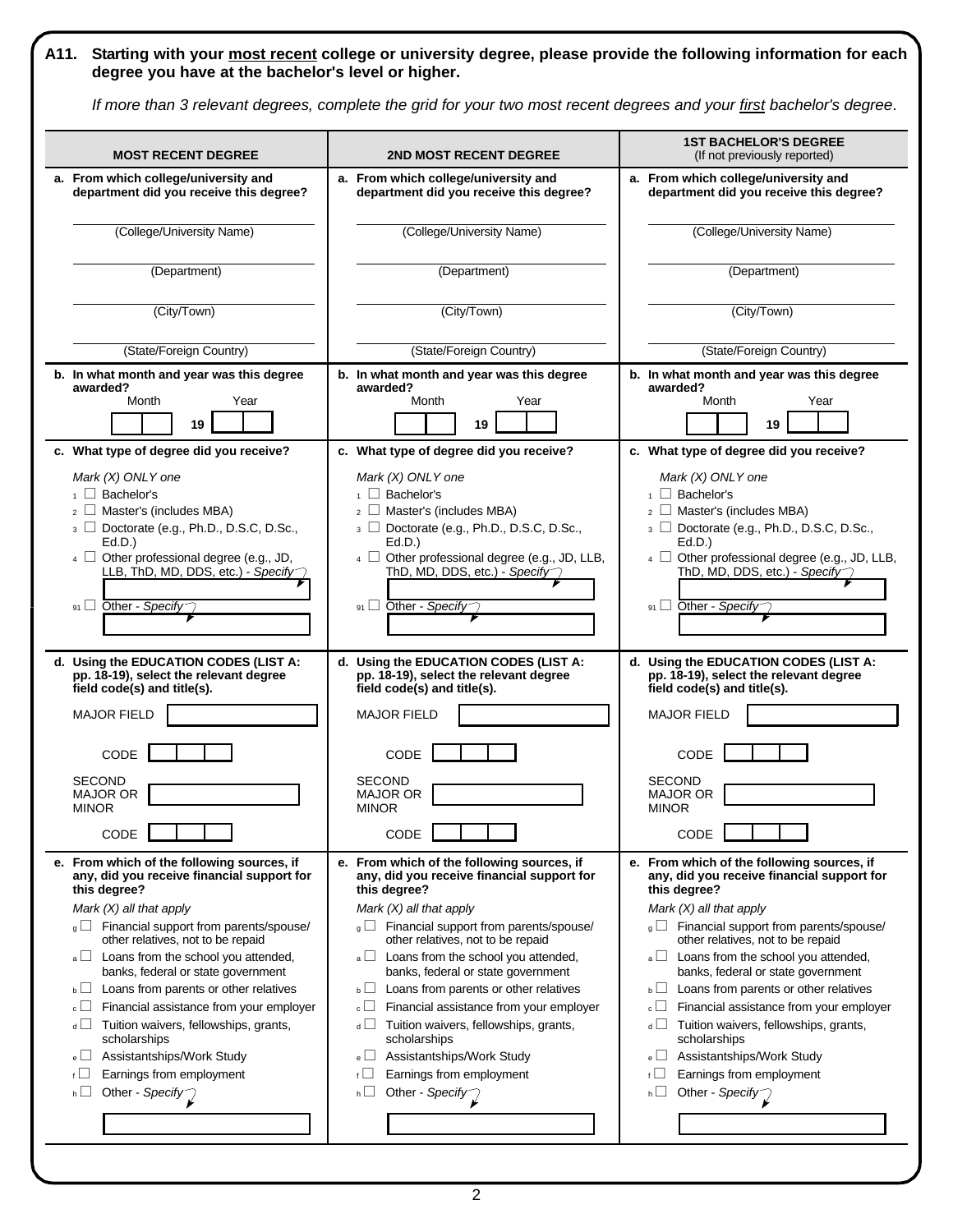**A11. Starting with your most recent college or university degree, please provide the following information for each degree you have at the bachelor's level or higher.**

*If more than 3 relevant degrees, complete the grid for your two most recent degrees and your first bachelor's degree.*

| MOST RECENT DEGREE | 2ND MOST RECENT DEGREE | 1ST BACHELOR'S DEGREE (If not previously reported) |
|---|---|---|
| **a. From which college/university and department did you receive this degree?** | **a. From which college/university and department did you receive this degree?** | **a. From which college/university and department did you receive this degree?** |
| (College/University Name) | (College/University Name) | (College/University Name) |
| (Department) | (Department) | (Department) |
| (City/Town) | (City/Town) | (City/Town) |
| (State/Foreign Country) | (State/Foreign Country) | (State/Foreign Country) |
| **b. In what month and year was this degree awarded?** Month ___ Year 19 ___ | **b. In what month and year was this degree awarded?** Month ___ Year 19 ___ | **b. In what month and year was this degree awarded?** Month ___ Year 19 ___ |
| **c. What type of degree did you receive?** *Mark (X) ONLY one* | **c. What type of degree did you receive?** *Mark (X) ONLY one* | **c. What type of degree did you receive?** *Mark (X) ONLY one* |
| 1 ☐ Bachelor's | 1 ☐ Bachelor's | 1 ☐ Bachelor's |
| 2 ☐ Master's (includes MBA) | 2 ☐ Master's (includes MBA) | 2 ☐ Master's (includes MBA) |
| 3 ☐ Doctorate (e.g., Ph.D., D.S.C, D.Sc., Ed.D.) | 3 ☐ Doctorate (e.g., Ph.D., D.S.C, D.Sc., Ed.D.) | 3 ☐ Doctorate (e.g., Ph.D., D.S.C, D.Sc., Ed.D.) |
| 4 ☐ Other professional degree (e.g., JD, LLB, ThD, MD, DDS, etc.) - *Specify* | 4 ☐ Other professional degree (e.g., JD, LLB, ThD, MD, DDS, etc.) - *Specify* | 4 ☐ Other professional degree (e.g., JD, LLB, ThD, MD, DDS, etc.) - *Specify* |
| 91 ☐ Other - *Specify* | 91 ☐ Other - *Specify* | 91 ☐ Other - *Specify* |
| **d. Using the EDUCATION CODES (LIST A: pp. 18-19), select the relevant degree field code(s) and title(s).** | **d. Using the EDUCATION CODES (LIST A: pp. 18-19), select the relevant degree field code(s) and title(s).** | **d. Using the EDUCATION CODES (LIST A: pp. 18-19), select the relevant degree field code(s) and title(s).** |
| MAJOR FIELD | MAJOR FIELD | MAJOR FIELD |
| CODE | CODE | CODE |
| SECOND MAJOR OR MINOR | SECOND MAJOR OR MINOR | SECOND MAJOR OR MINOR |
| CODE | CODE | CODE |
| **e. From which of the following sources, if any, did you receive financial support for this degree?** *Mark (X) all that apply* | **e. From which of the following sources, if any, did you receive financial support for this degree?** *Mark (X) all that apply* | **e. From which of the following sources, if any, did you receive financial support for this degree?** *Mark (X) all that apply* |
| g ☐ Financial support from parents/spouse/ other relatives, not to be repaid | g ☐ Financial support from parents/spouse/ other relatives, not to be repaid | g ☐ Financial support from parents/spouse/ other relatives, not to be repaid |
| a ☐ Loans from the school you attended, banks, federal or state government | a ☐ Loans from the school you attended, banks, federal or state government | a ☐ Loans from the school you attended, banks, federal or state government |
| b ☐ Loans from parents or other relatives | b ☐ Loans from parents or other relatives | b ☐ Loans from parents or other relatives |
| c ☐ Financial assistance from your employer | c ☐ Financial assistance from your employer | c ☐ Financial assistance from your employer |
| d ☐ Tuition waivers, fellowships, grants, scholarships | d ☐ Tuition waivers, fellowships, grants, scholarships | d ☐ Tuition waivers, fellowships, grants, scholarships |
| e ☐ Assistantships/Work Study | e ☐ Assistantships/Work Study | e ☐ Assistantships/Work Study |
| f ☐ Earnings from employment | f ☐ Earnings from employment | f ☐ Earnings from employment |
| h ☐ Other - *Specify* | h ☐ Other - *Specify* | h ☐ Other - *Specify* |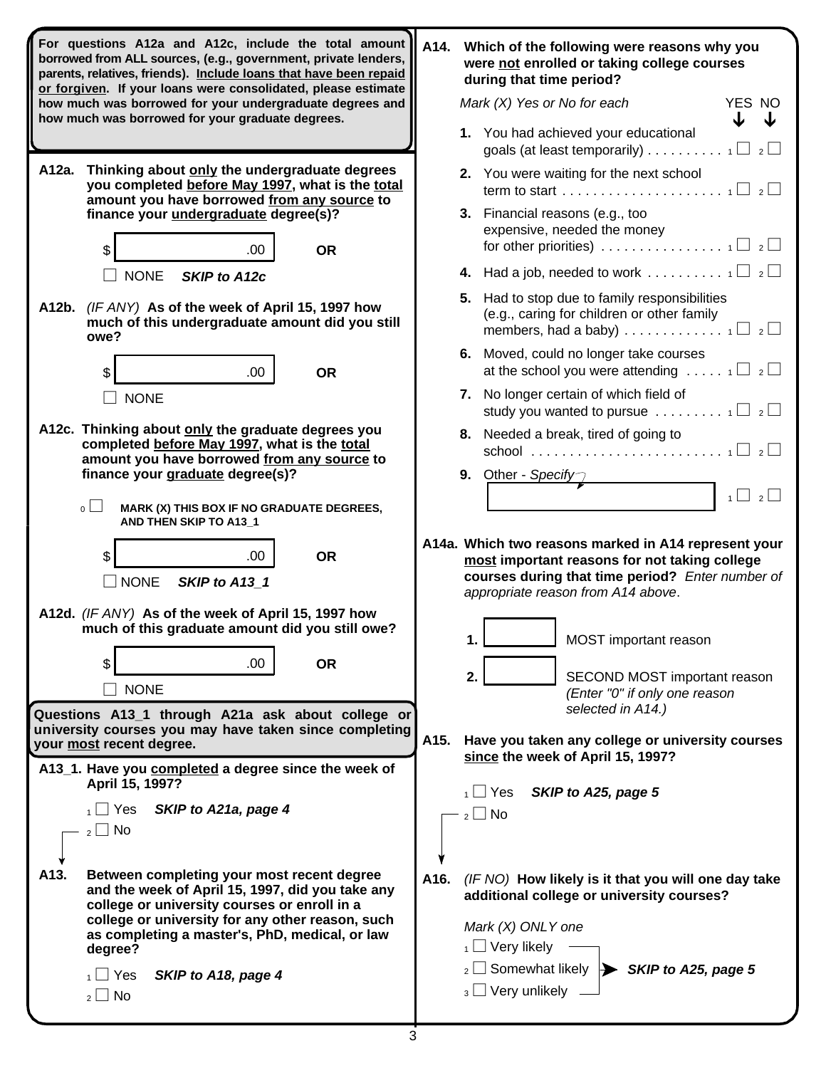**For questions A12a and A12c, include the total amount borrowed from ALL sources, (e.g., government, private lenders, parents, relatives, friends). Include loans that have been repaid or forgiven. If your loans were consolidated, please estimate how much was borrowed for your undergraduate degrees and how much was borrowed for your graduate degrees.**

**A12a. Thinking about only the undergraduate degrees you completed before May 1997, what is the total amount you have borrowed from any source to finance your undergraduate degree(s)?**

$ ________ .00 **OR**

☐ NONE ***SKIP to A12c***

**A12b.** *(IF ANY)* **As of the week of April 15, 1997 how much of this undergraduate amount did you still owe?**

$ ________ .00 **OR**

☐ NONE

**A12c. Thinking about only the graduate degrees you completed before May 1997, what is the total amount you have borrowed from any source to finance your graduate degree(s)?**

0 ☐ **MARK (X) THIS BOX IF NO GRADUATE DEGREES, AND THEN SKIP TO A13_1**

$ ________ .00 **OR**

☐ NONE ***SKIP to A13_1***

**A12d.** *(IF ANY)* **As of the week of April 15, 1997 how much of this graduate amount did you still owe?**

$ ________ .00 **OR**

☐ NONE

**Questions A13_1 through A21a ask about college or university courses you may have taken since completing your most recent degree.**

**A13_1. Have you completed a degree since the week of April 15, 1997?**

1 ☐ Yes ***SKIP to A21a, page 4***

2 ☐ No

**A13. Between completing your most recent degree and the week of April 15, 1997, did you take any college or university courses or enroll in a college or university for any other reason, such as completing a master's, PhD, medical, or law degree?**

1 ☐ Yes ***SKIP to A18, page 4***

2 ☐ No

**A14. Which of the following were reasons why you were not enrolled or taking college courses during that time period?**

*Mark (X) Yes or No for each*

| | YES | NO |
|---|---|---|
| **1.** You had achieved your educational goals (at least temporarily) | 1 ☐ | 2 ☐ |
| **2.** You were waiting for the next school term to start | 1 ☐ | 2 ☐ |
| **3.** Financial reasons (e.g., too expensive, needed the money for other priorities) | 1 ☐ | 2 ☐ |
| **4.** Had a job, needed to work | 1 ☐ | 2 ☐ |
| **5.** Had to stop due to family responsibilities (e.g., caring for children or other family members, had a baby) | 1 ☐ | 2 ☐ |
| **6.** Moved, could no longer take courses at the school you were attending | 1 ☐ | 2 ☐ |
| **7.** No longer certain of which field of study you wanted to pursue | 1 ☐ | 2 ☐ |
| **8.** Needed a break, tired of going to school | 1 ☐ | 2 ☐ |
| **9.** Other - *Specify* ________ | 1 ☐ | 2 ☐ |

**A14a. Which two reasons marked in A14 represent your most important reasons for not taking college courses during that time period?** *Enter number of appropriate reason from A14 above*.

**1.** ____ MOST important reason

**2.** ____ SECOND MOST important reason *(Enter "0" if only one reason selected in A14.)*

**A15. Have you taken any college or university courses since the week of April 15, 1997?**

1 ☐ Yes ***SKIP to A25, page 5***

2 ☐ No

**A16.** *(IF NO)* **How likely is it that you will one day take additional college or university courses?**

*Mark (X) ONLY one*

1 ☐ Very likely

2 ☐ Somewhat likely

3 ☐ Very unlikely

***SKIP to A25, page 5***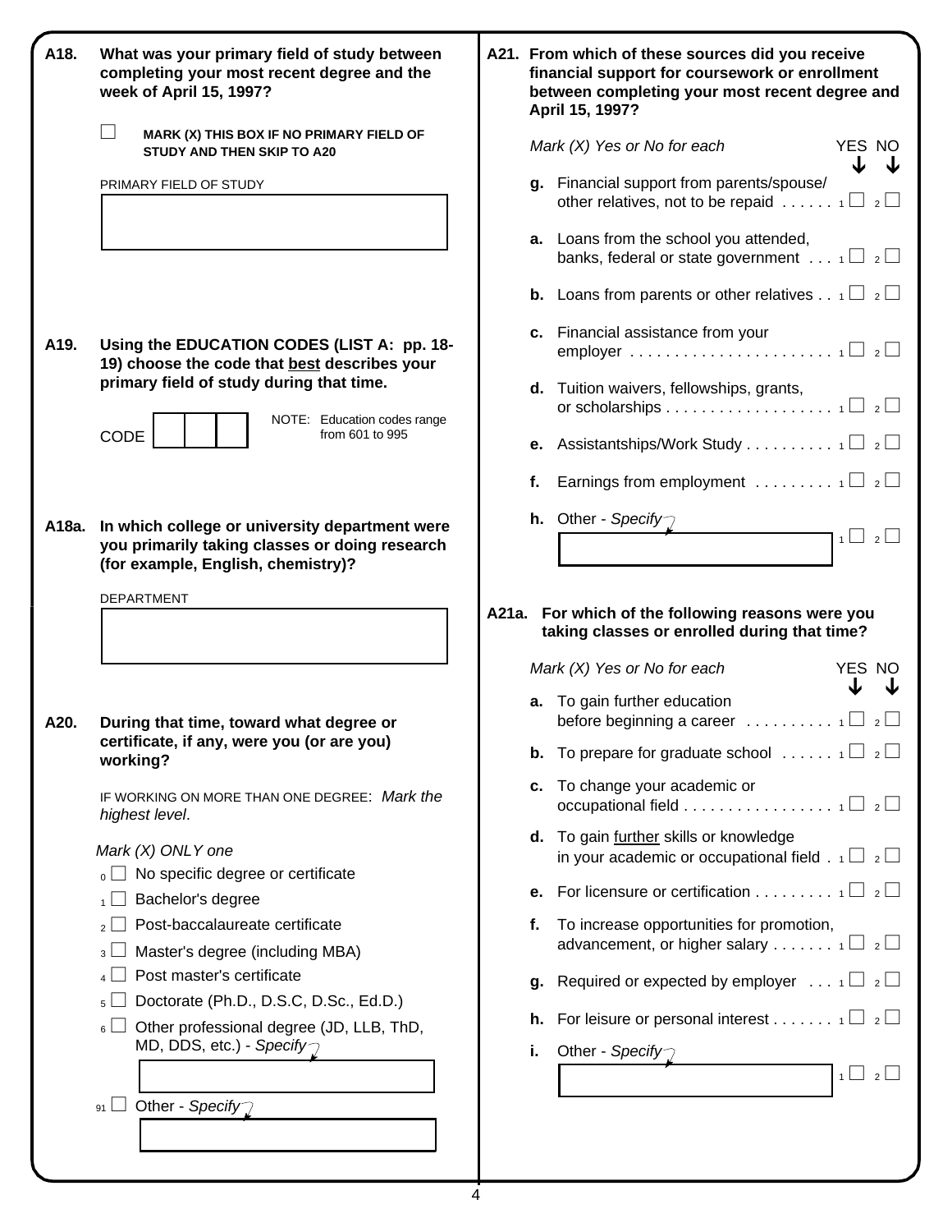**A18. What was your primary field of study between completing your most recent degree and the week of April 15, 1997?**

☐ **MARK (X) THIS BOX IF NO PRIMARY FIELD OF STUDY AND THEN SKIP TO A20**

PRIMARY FIELD OF STUDY

[ ]

**A19. Using the EDUCATION CODES (LIST A: pp. 18-19) choose the code that best describes your primary field of study during that time.**

CODE [ | | ]

NOTE: Education codes range from 601 to 995

**A18a. In which college or university department were you primarily taking classes or doing research (for example, English, chemistry)?**

DEPARTMENT

[ ]

**A20. During that time, toward what degree or certificate, if any, were you (or are you) working?**

IF WORKING ON MORE THAN ONE DEGREE: *Mark the highest level*.

*Mark (X) ONLY one*

- 0 ☐ No specific degree or certificate
- 1 ☐ Bachelor's degree
- 2 ☐ Post-baccalaureate certificate
- 3 ☐ Master's degree (including MBA)
- 4 ☐ Post master's certificate
- 5 ☐ Doctorate (Ph.D., D.S.C, D.Sc., Ed.D.)
- 6 ☐ Other professional degree (JD, LLB, ThD, MD, DDS, etc.) - *Specify*

  [ ]

- 91 ☐ Other - *Specify*

  [ ]

**A21. From which of these sources did you receive financial support for coursework or enrollment between completing your most recent degree and April 15, 1997?**

*Mark (X) Yes or No for each*

| | | YES | NO |
|---|---|---|---|
| g. | Financial support from parents/spouse/ other relatives, not to be repaid | 1 ☐ | 2 ☐ |
| a. | Loans from the school you attended, banks, federal or state government | 1 ☐ | 2 ☐ |
| b. | Loans from parents or other relatives | 1 ☐ | 2 ☐ |
| c. | Financial assistance from your employer | 1 ☐ | 2 ☐ |
| d. | Tuition waivers, fellowships, grants, or scholarships | 1 ☐ | 2 ☐ |
| e. | Assistantships/Work Study | 1 ☐ | 2 ☐ |
| f. | Earnings from employment | 1 ☐ | 2 ☐ |
| h. | Other - *Specify* [ ] | 1 ☐ | 2 ☐ |

**A21a. For which of the following reasons were you taking classes or enrolled during that time?**

*Mark (X) Yes or No for each*

| | | YES | NO |
|---|---|---|---|
| a. | To gain further education before beginning a career | 1 ☐ | 2 ☐ |
| b. | To prepare for graduate school | 1 ☐ | 2 ☐ |
| c. | To change your academic or occupational field | 1 ☐ | 2 ☐ |
| d. | To gain further skills or knowledge in your academic or occupational field | 1 ☐ | 2 ☐ |
| e. | For licensure or certification | 1 ☐ | 2 ☐ |
| f. | To increase opportunities for promotion, advancement, or higher salary | 1 ☐ | 2 ☐ |
| g. | Required or expected by employer | 1 ☐ | 2 ☐ |
| h. | For leisure or personal interest | 1 ☐ | 2 ☐ |
| i. | Other - *Specify* [ ] | 1 ☐ | 2 ☐ |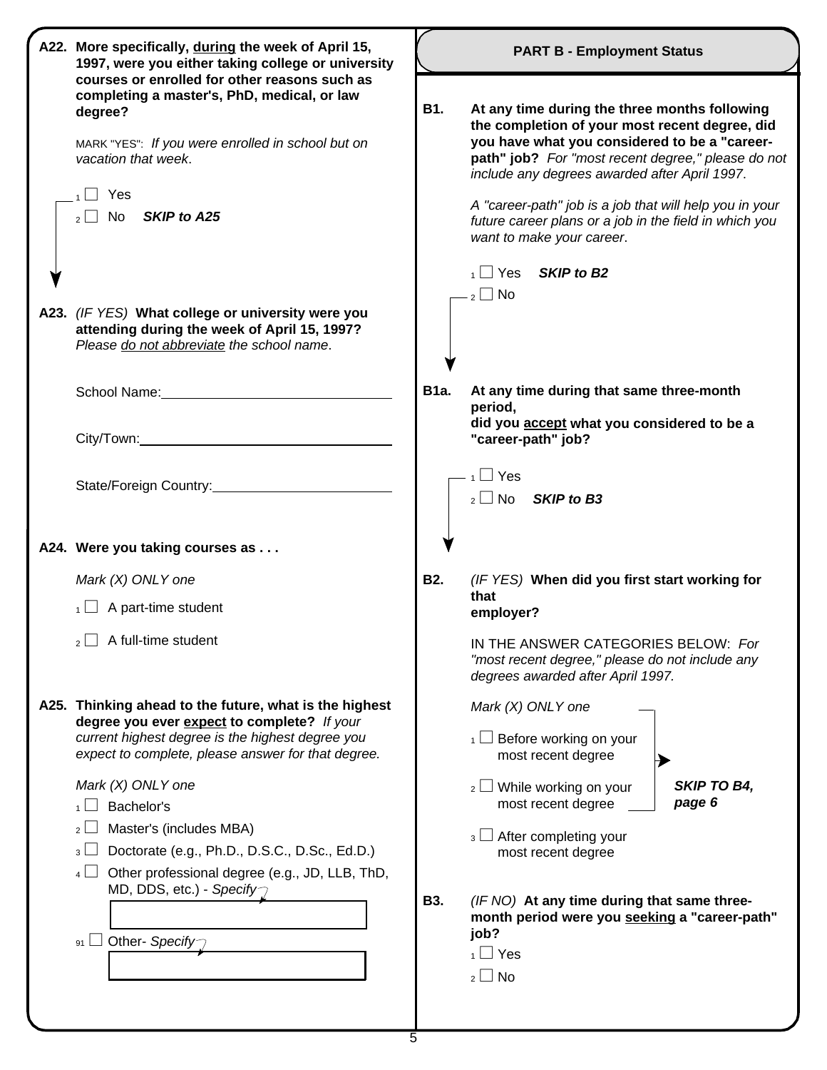**A22. More specifically, during the week of April 15, 1997, were you either taking college or university courses or enrolled for other reasons such as completing a master's, PhD, medical, or law degree?**

MARK "YES": *If you were enrolled in school but on vacation that week*.

- 1 ☐ Yes
- 2 ☐ No ***SKIP to A25***

**A23.** *(IF YES)* **What college or university were you attending during the week of April 15, 1997?** *Please do not abbreviate the school name*.

School Name: ______________________________

City/Town: ______________________________

State/Foreign Country: ______________________________

**A24. Were you taking courses as . . .**

*Mark (X) ONLY one*

- 1 ☐ A part-time student
- 2 ☐ A full-time student

**A25. Thinking ahead to the future, what is the highest degree you ever expect to complete?** *If your current highest degree is the highest degree you expect to complete, please answer for that degree.*

*Mark (X) ONLY one*

- 1 ☐ Bachelor's
- 2 ☐ Master's (includes MBA)
- 3 ☐ Doctorate (e.g., Ph.D., D.S.C., D.Sc., Ed.D.)
- 4 ☐ Other professional degree (e.g., JD, LLB, ThD, MD, DDS, etc.) - *Specify* ______________________________
- 91 ☐ Other- *Specify* ______________________________

## PART B - Employment Status

**B1. At any time during the three months following the completion of your most recent degree, did you have what you considered to be a "career-path" job?** *For "most recent degree," please do not include any degrees awarded after April 1997*.

*A "career-path" job is a job that will help you in your future career plans or a job in the field in which you want to make your career*.

- 1 ☐ Yes ***SKIP to B2***
- 2 ☐ No

**B1a. At any time during that same three-month period, did you accept what you considered to be a "career-path" job?**

- 1 ☐ Yes
- 2 ☐ No ***SKIP to B3***

**B2.** *(IF YES)* **When did you first start working for that employer?**

IN THE ANSWER CATEGORIES BELOW: *For "most recent degree," please do not include any degrees awarded after April 1997.*

*Mark (X) ONLY one*

- 1 ☐ Before working on your most recent degree ***SKIP TO B4, page 6***
- 2 ☐ While working on your most recent degree ***SKIP TO B4, page 6***
- 3 ☐ After completing your most recent degree

**B3.** *(IF NO)* **At any time during that same three-month period were you seeking a "career-path" job?**

- 1 ☐ Yes
- 2 ☐ No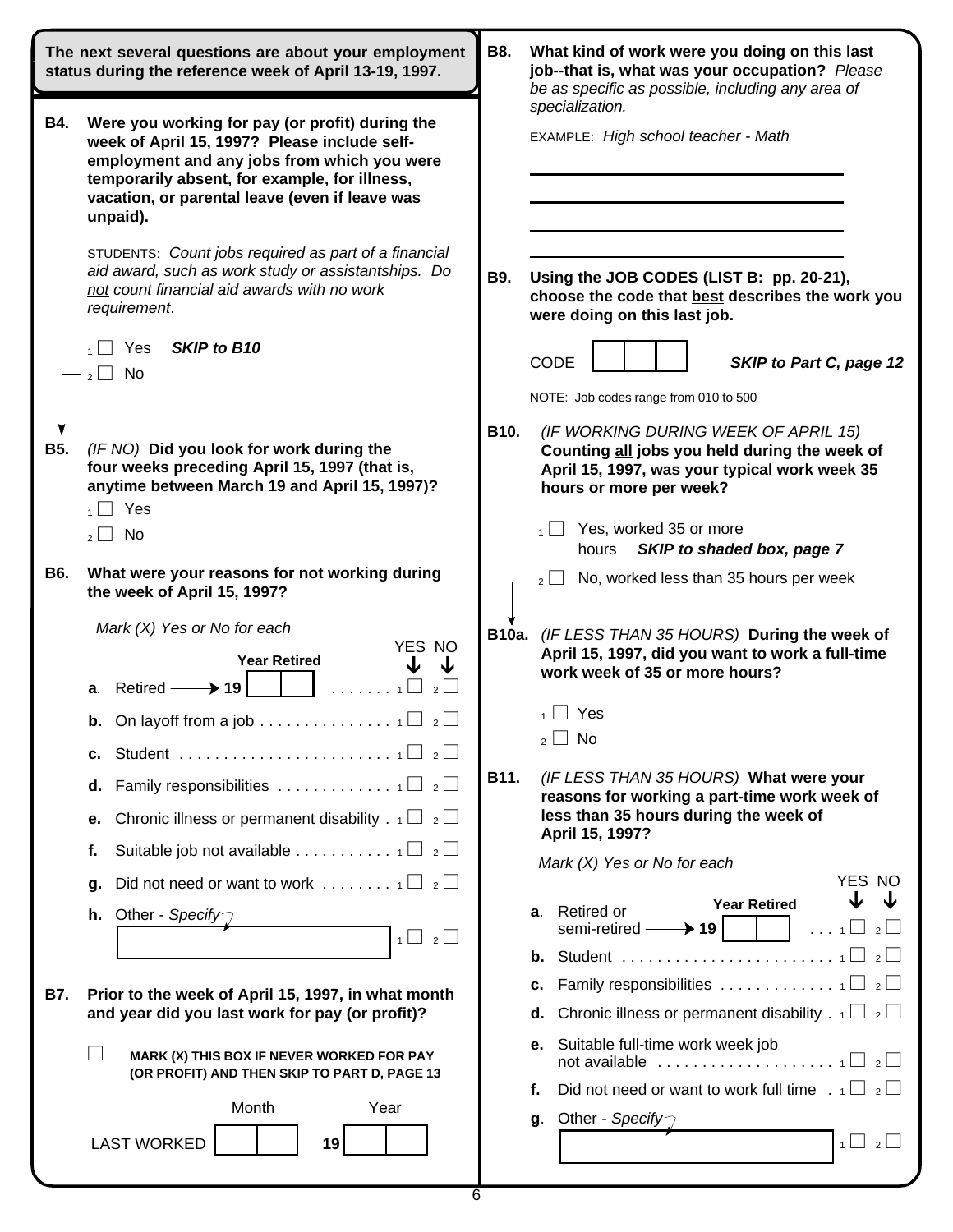**The next several questions are about your employment status during the reference week of April 13-19, 1997.**

**B4. Were you working for pay (or profit) during the week of April 15, 1997? Please include self-employment and any jobs from which you were temporarily absent, for example, for illness, vacation, or parental leave (even if leave was unpaid).**

STUDENTS: *Count jobs required as part of a financial aid award, such as work study or assistantships. Do not count financial aid awards with no work requirement.*

- 1 ☐ Yes ***SKIP to B10***
- 2 ☐ No

**B5.** *(IF NO)* **Did you look for work during the four weeks preceding April 15, 1997 (that is, anytime between March 19 and April 15, 1997)?**

- 1 ☐ Yes
- 2 ☐ No

**B6. What were your reasons for not working during the week of April 15, 1997?**

*Mark (X) Yes or No for each*

| | | YES | NO |
|---|---|---|---|
| **a.** | Retired → Year Retired 19 ☐☐ | 1 ☐ | 2 ☐ |
| **b.** | On layoff from a job | 1 ☐ | 2 ☐ |
| **c.** | Student | 1 ☐ | 2 ☐ |
| **d.** | Family responsibilities | 1 ☐ | 2 ☐ |
| **e.** | Chronic illness or permanent disability | 1 ☐ | 2 ☐ |
| **f.** | Suitable job not available | 1 ☐ | 2 ☐ |
| **g.** | Did not need or want to work | 1 ☐ | 2 ☐ |
| **h.** | Other - *Specify* ________ | 1 ☐ | 2 ☐ |

**B7. Prior to the week of April 15, 1997, in what month and year did you last work for pay (or profit)?**

☐ **MARK (X) THIS BOX IF NEVER WORKED FOR PAY (OR PROFIT) AND THEN SKIP TO PART D, PAGE 13**

LAST WORKED Month ☐☐ Year 19 ☐☐

**B8. What kind of work were you doing on this last job--that is, what was your occupation?** *Please be as specific as possible, including any area of specialization.*

EXAMPLE: *High school teacher - Math*

________________________________

________________________________

________________________________

________________________________

**B9. Using the JOB CODES (LIST B: pp. 20-21), choose the code that best describes the work you were doing on this last job.**

CODE ☐☐☐ ***SKIP to Part C, page 12***

NOTE: Job codes range from 010 to 500

**B10.** *(IF WORKING DURING WEEK OF APRIL 15)* **Counting all jobs you held during the week of April 15, 1997, was your typical work week 35 hours or more per week?**

- 1 ☐ Yes, worked 35 or more hours ***SKIP to shaded box, page 7***
- 2 ☐ No, worked less than 35 hours per week

**B10a.** *(IF LESS THAN 35 HOURS)* **During the week of April 15, 1997, did you want to work a full-time work week of 35 or more hours?**

- 1 ☐ Yes
- 2 ☐ No

**B11.** *(IF LESS THAN 35 HOURS)* **What were your reasons for working a part-time work week of less than 35 hours during the week of April 15, 1997?**

*Mark (X) Yes or No for each*

| | | YES | NO |
|---|---|---|---|
| **a.** | Retired or semi-retired → Year Retired 19 ☐☐ | 1 ☐ | 2 ☐ |
| **b.** | Student | 1 ☐ | 2 ☐ |
| **c.** | Family responsibilities | 1 ☐ | 2 ☐ |
| **d.** | Chronic illness or permanent disability | 1 ☐ | 2 ☐ |
| **e.** | Suitable full-time work week job not available | 1 ☐ | 2 ☐ |
| **f.** | Did not need or want to work full time | 1 ☐ | 2 ☐ |
| **g.** | Other - *Specify* ________ | 1 ☐ | 2 ☐ |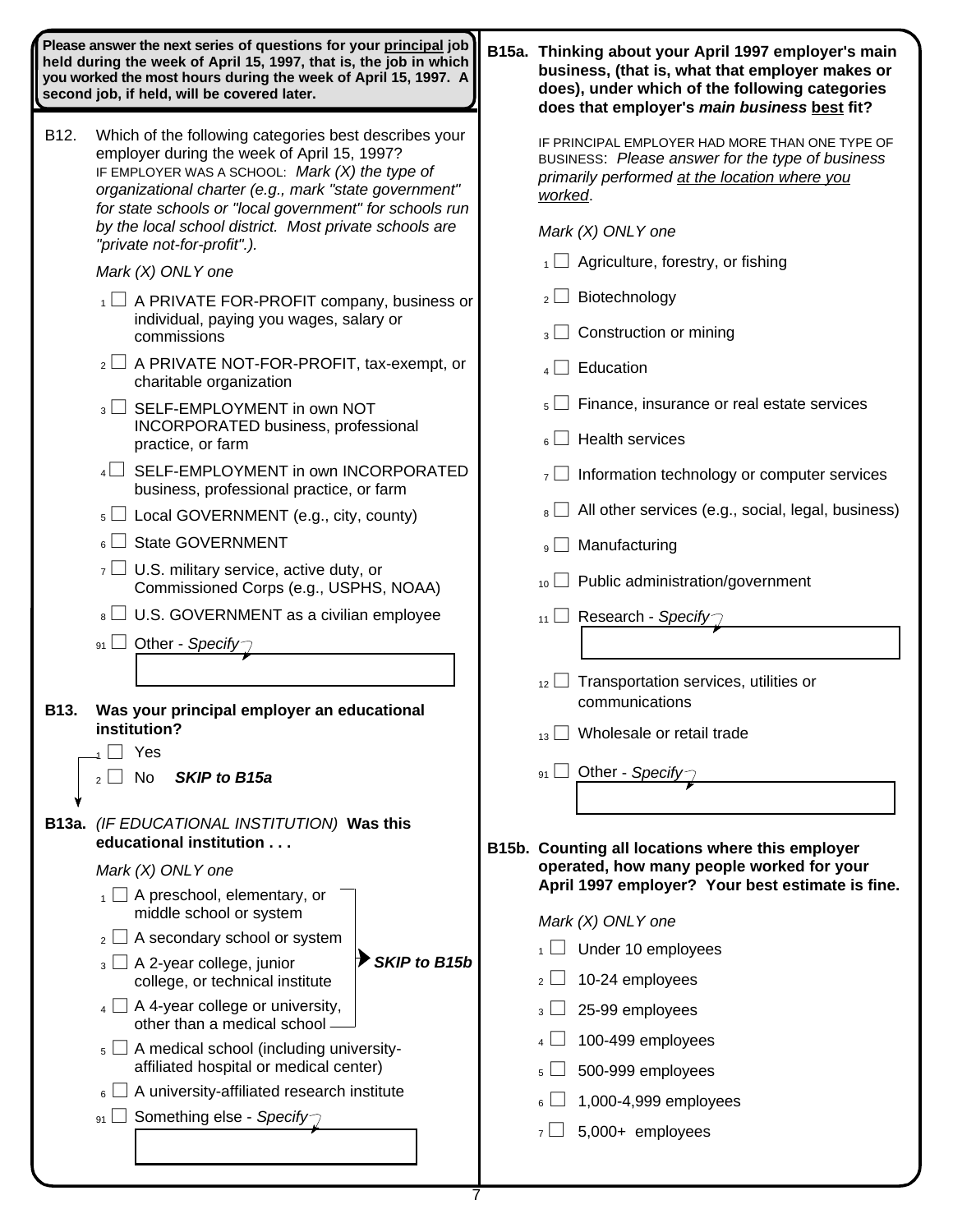**Please answer the next series of questions for your principal job held during the week of April 15, 1997, that is, the job in which you worked the most hours during the week of April 15, 1997. A second job, if held, will be covered later.**

**B12.** Which of the following categories best describes your employer during the week of April 15, 1997?
IF EMPLOYER WAS A SCHOOL: *Mark (X) the type of organizational charter (e.g., mark "state government" for state schools or "local government" for schools run by the local school district. Most private schools are "private not-for-profit".).*

*Mark (X) ONLY one*

- 1 ☐ A PRIVATE FOR-PROFIT company, business or individual, paying you wages, salary or commissions
- 2 ☐ A PRIVATE NOT-FOR-PROFIT, tax-exempt, or charitable organization
- 3 ☐ SELF-EMPLOYMENT in own NOT INCORPORATED business, professional practice, or farm
- 4 ☐ SELF-EMPLOYMENT in own INCORPORATED business, professional practice, or farm
- 5 ☐ Local GOVERNMENT (e.g., city, county)
- 6 ☐ State GOVERNMENT
- 7 ☐ U.S. military service, active duty, or Commissioned Corps (e.g., USPHS, NOAA)
- 8 ☐ U.S. GOVERNMENT as a civilian employee
- 91 ☐ Other - *Specify* ________

**B13. Was your principal employer an educational institution?**

- 1 ☐ Yes
- 2 ☐ No **SKIP to B15a**

**B13a.** *(IF EDUCATIONAL INSTITUTION)* **Was this educational institution . . .**

*Mark (X) ONLY one*

- 1 ☐ A preschool, elementary, or middle school or system → ***SKIP to B15b***
- 2 ☐ A secondary school or system → ***SKIP to B15b***
- 3 ☐ A 2-year college, junior college, or technical institute → ***SKIP to B15b***
- 4 ☐ A 4-year college or university, other than a medical school → ***SKIP to B15b***
- 5 ☐ A medical school (including university-affiliated hospital or medical center)
- 6 ☐ A university-affiliated research institute
- 91 ☐ Something else - *Specify* ________

**B15a. Thinking about your April 1997 employer's main business, (that is, what that employer makes or does), under which of the following categories does that employer's *main business* best fit?**

IF PRINCIPAL EMPLOYER HAD MORE THAN ONE TYPE OF BUSINESS: *Please answer for the type of business primarily performed at the location where you worked.*

*Mark (X) ONLY one*

- 1 ☐ Agriculture, forestry, or fishing
- 2 ☐ Biotechnology
- 3 ☐ Construction or mining
- 4 ☐ Education
- 5 ☐ Finance, insurance or real estate services
- 6 ☐ Health services
- 7 ☐ Information technology or computer services
- 8 ☐ All other services (e.g., social, legal, business)
- 9 ☐ Manufacturing
- 10 ☐ Public administration/government
- 11 ☐ Research - *Specify* ________
- 12 ☐ Transportation services, utilities or communications
- 13 ☐ Wholesale or retail trade
- 91 ☐ Other - *Specify* ________

**B15b. Counting all locations where this employer operated, how many people worked for your April 1997 employer? Your best estimate is fine.**

*Mark (X) ONLY one*

- 1 ☐ Under 10 employees
- 2 ☐ 10-24 employees
- 3 ☐ 25-99 employees
- 4 ☐ 100-499 employees
- 5 ☐ 500-999 employees
- 6 ☐ 1,000-4,999 employees
- 7 ☐ 5,000+ employees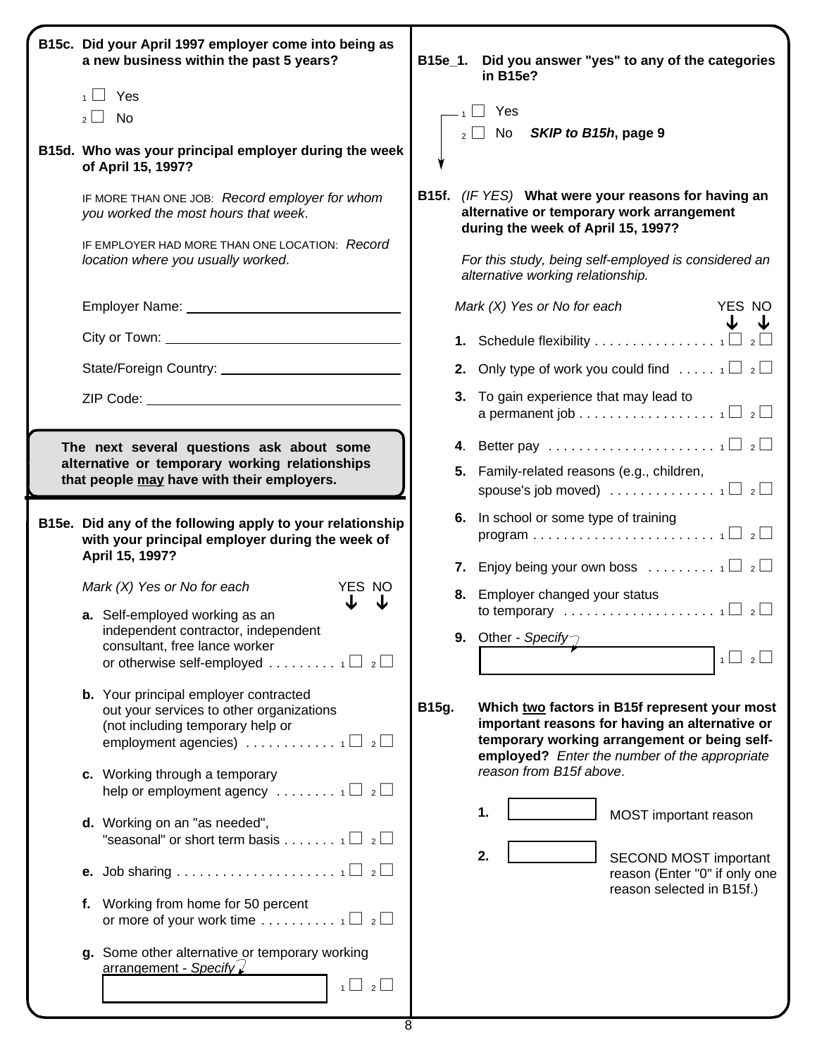**B15c. Did your April 1997 employer come into being as a new business within the past 5 years?**

- 1 ☐ Yes
- 2 ☐ No

**B15d. Who was your principal employer during the week of April 15, 1997?**

IF MORE THAN ONE JOB: *Record employer for whom you worked the most hours that week.*

IF EMPLOYER HAD MORE THAN ONE LOCATION: *Record location where you usually worked.*

Employer Name: ______________________________

City or Town: ______________________________

State/Foreign Country: ______________________________

ZIP Code: ______________________________

**The next several questions ask about some alternative or temporary working relationships that people may have with their employers.**

**B15e. Did any of the following apply to your relationship with your principal employer during the week of April 15, 1997?**

*Mark (X) Yes or No for each*

| | YES | NO |
|---|---|---|
| **a.** Self-employed working as an independent contractor, independent consultant, free lance worker or otherwise self-employed | 1 ☐ | 2 ☐ |
| **b.** Your principal employer contracted out your services to other organizations (not including temporary help or employment agencies) | 1 ☐ | 2 ☐ |
| **c.** Working through a temporary help or employment agency | 1 ☐ | 2 ☐ |
| **d.** Working on an "as needed", "seasonal" or short term basis | 1 ☐ | 2 ☐ |
| **e.** Job sharing | 1 ☐ | 2 ☐ |
| **f.** Working from home for 50 percent or more of your work time | 1 ☐ | 2 ☐ |
| **g.** Some other alternative or temporary working arrangement - *Specify* ______ | 1 ☐ | 2 ☐ |

**B15e_1. Did you answer "yes" to any of the categories in B15e?**

- 1 ☐ Yes
- 2 ☐ No ***SKIP to B15h*, page 9**

**B15f.** *(IF YES)* **What were your reasons for having an alternative or temporary work arrangement during the week of April 15, 1997?**

*For this study, being self-employed is considered an alternative working relationship.*

*Mark (X) Yes or No for each*

| | YES | NO |
|---|---|---|
| **1.** Schedule flexibility | 1 ☐ | 2 ☐ |
| **2.** Only type of work you could find | 1 ☐ | 2 ☐ |
| **3.** To gain experience that may lead to a permanent job | 1 ☐ | 2 ☐ |
| **4.** Better pay | 1 ☐ | 2 ☐ |
| **5.** Family-related reasons (e.g., children, spouse's job moved) | 1 ☐ | 2 ☐ |
| **6.** In school or some type of training program | 1 ☐ | 2 ☐ |
| **7.** Enjoy being your own boss | 1 ☐ | 2 ☐ |
| **8.** Employer changed your status to temporary | 1 ☐ | 2 ☐ |
| **9.** Other - *Specify* ______ | 1 ☐ | 2 ☐ |

**B15g. Which two factors in B15f represent your most important reasons for having an alternative or temporary working arrangement or being self-employed?** *Enter the number of the appropriate reason from B15f above.*

**1.** ______ MOST important reason

**2.** ______ SECOND MOST important reason (Enter "0" if only one reason selected in B15f.)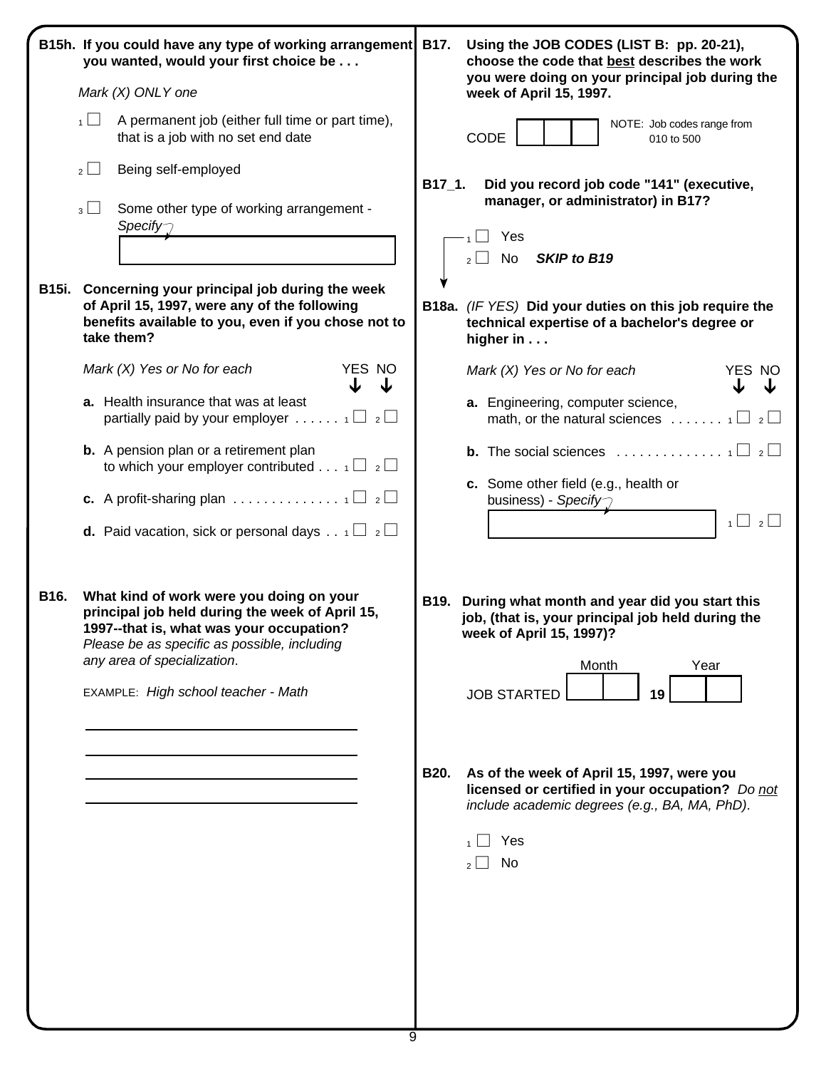**B15h. If you could have any type of working arrangement you wanted, would your first choice be . . .**

*Mark (X) ONLY one*

- 1 ☐ A permanent job (either full time or part time), that is a job with no set end date
- 2 ☐ Being self-employed
- 3 ☐ Some other type of working arrangement - *Specify*

**B15i. Concerning your principal job during the week of April 15, 1997, were any of the following benefits available to you, even if you chose not to take them?**

*Mark (X) Yes or No for each*

| | YES | NO |
|---|---|---|
| **a.** Health insurance that was at least partially paid by your employer . . . . . . | 1 ☐ | 2 ☐ |
| **b.** A pension plan or a retirement plan to which your employer contributed . . . | 1 ☐ | 2 ☐ |
| **c.** A profit-sharing plan . . . . . . . . . . . . . . | 1 ☐ | 2 ☐ |
| **d.** Paid vacation, sick or personal days . . | 1 ☐ | 2 ☐ |

**B16. What kind of work were you doing on your principal job held during the week of April 15, 1997--that is, what was your occupation?** *Please be as specific as possible, including any area of specialization*.

EXAMPLE: *High school teacher - Math*

______________________________

______________________________

______________________________

______________________________

**B17. Using the JOB CODES (LIST B: pp. 20-21), choose the code that best describes the work you were doing on your principal job during the week of April 15, 1997.**

CODE ☐☐☐

NOTE: Job codes range from 010 to 500

**B17_1. Did you record job code "141" (executive, manager, or administrator) in B17?**

- 1 ☐ Yes
- 2 ☐ No ***SKIP to B19***

**B18a.** *(IF YES)* **Did your duties on this job require the technical expertise of a bachelor's degree or higher in . . .**

*Mark (X) Yes or No for each*

| | YES | NO |
|---|---|---|
| **a.** Engineering, computer science, math, or the natural sciences . . . . . . . | 1 ☐ | 2 ☐ |
| **b.** The social sciences . . . . . . . . . . . . . . | 1 ☐ | 2 ☐ |
| **c.** Some other field (e.g., health or business) - *Specify* | 1 ☐ | 2 ☐ |

**B19. During what month and year did you start this job, (that is, your principal job held during the week of April 15, 1997)?**

JOB STARTED Month ☐☐ Year **19** ☐☐

**B20. As of the week of April 15, 1997, were you licensed or certified in your occupation?** *Do not include academic degrees (e.g., BA, MA, PhD).*

- 1 ☐ Yes
- 2 ☐ No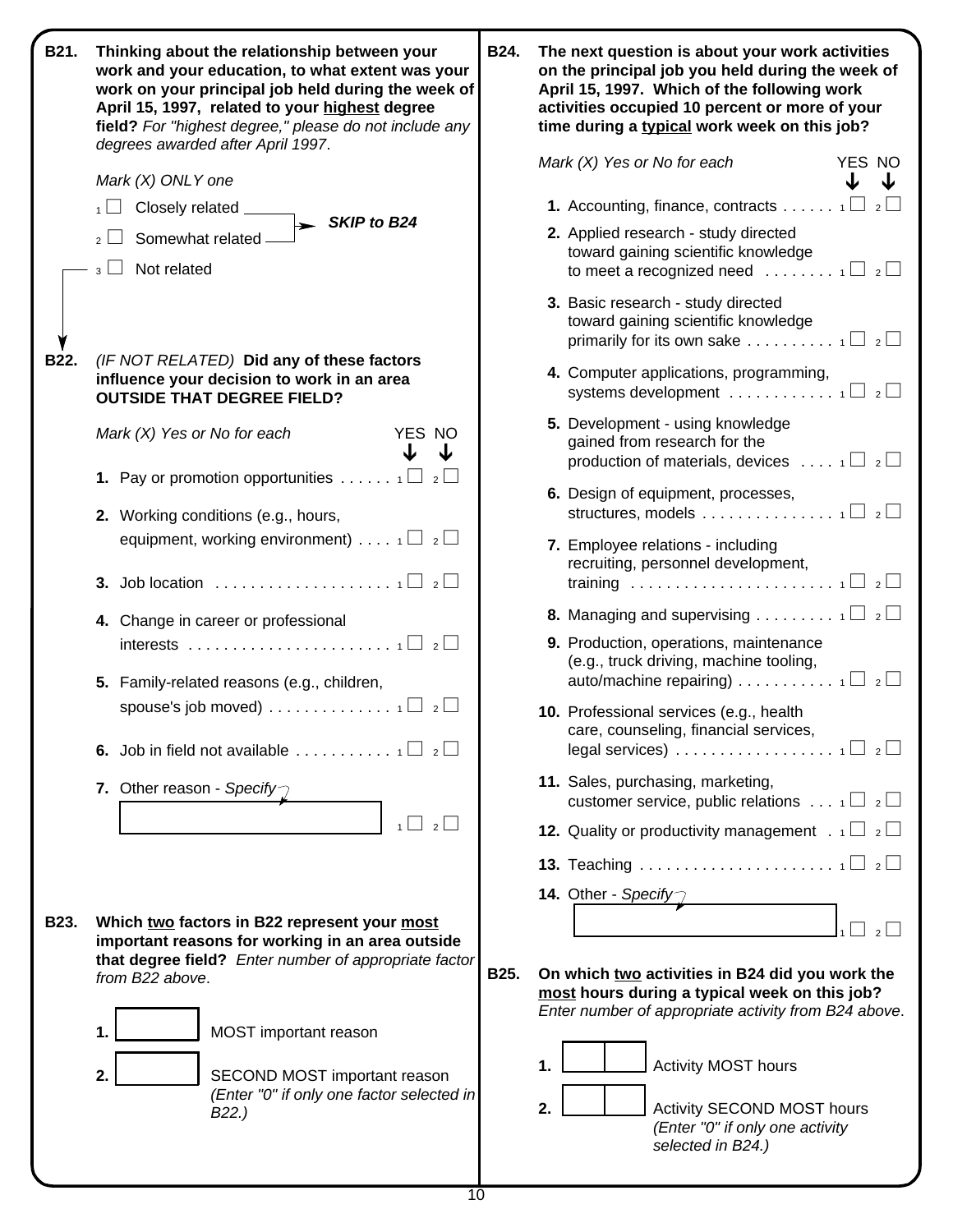**B21. Thinking about the relationship between your work and your education, to what extent was your work on your principal job held during the week of April 15, 1997, related to your highest degree field?** *For "highest degree," please do not include any degrees awarded after April 1997.*

*Mark (X) ONLY one*

- 1 ☐ Closely related — ***SKIP to B24***
- 2 ☐ Somewhat related — ***SKIP to B24***
- 3 ☐ Not related

**B22.** *(IF NOT RELATED)* **Did any of these factors influence your decision to work in an area OUTSIDE THAT DEGREE FIELD?**

*Mark (X) Yes or No for each*

| | YES | NO |
|---|---|---|
| **1.** Pay or promotion opportunities | 1 ☐ | 2 ☐ |
| **2.** Working conditions (e.g., hours, equipment, working environment) | 1 ☐ | 2 ☐ |
| **3.** Job location | 1 ☐ | 2 ☐ |
| **4.** Change in career or professional interests | 1 ☐ | 2 ☐ |
| **5.** Family-related reasons (e.g., children, spouse's job moved) | 1 ☐ | 2 ☐ |
| **6.** Job in field not available | 1 ☐ | 2 ☐ |
| **7.** Other reason - *Specify* ________ | 1 ☐ | 2 ☐ |

**B23. Which two factors in B22 represent your most important reasons for working in an area outside that degree field?** *Enter number of appropriate factor from B22 above.*

1. ☐ MOST important reason
2. ☐ SECOND MOST important reason *(Enter "0" if only one factor selected in B22.)*

**B24. The next question is about your work activities on the principal job you held during the week of April 15, 1997. Which of the following work activities occupied 10 percent or more of your time during a typical work week on this job?**

*Mark (X) Yes or No for each*

| | YES | NO |
|---|---|---|
| **1.** Accounting, finance, contracts | 1 ☐ | 2 ☐ |
| **2.** Applied research - study directed toward gaining scientific knowledge to meet a recognized need | 1 ☐ | 2 ☐ |
| **3.** Basic research - study directed toward gaining scientific knowledge primarily for its own sake | 1 ☐ | 2 ☐ |
| **4.** Computer applications, programming, systems development | 1 ☐ | 2 ☐ |
| **5.** Development - using knowledge gained from research for the production of materials, devices | 1 ☐ | 2 ☐ |
| **6.** Design of equipment, processes, structures, models | 1 ☐ | 2 ☐ |
| **7.** Employee relations - including recruiting, personnel development, training | 1 ☐ | 2 ☐ |
| **8.** Managing and supervising | 1 ☐ | 2 ☐ |
| **9.** Production, operations, maintenance (e.g., truck driving, machine tooling, auto/machine repairing) | 1 ☐ | 2 ☐ |
| **10.** Professional services (e.g., health care, counseling, financial services, legal services) | 1 ☐ | 2 ☐ |
| **11.** Sales, purchasing, marketing, customer service, public relations | 1 ☐ | 2 ☐ |
| **12.** Quality or productivity management | 1 ☐ | 2 ☐ |
| **13.** Teaching | 1 ☐ | 2 ☐ |
| **14.** Other - *Specify* ________ | 1 ☐ | 2 ☐ |

**B25. On which two activities in B24 did you work the most hours during a typical week on this job?** *Enter number of appropriate activity from B24 above.*

1. ☐☐ Activity MOST hours
2. ☐☐ Activity SECOND MOST hours *(Enter "0" if only one activity selected in B24.)*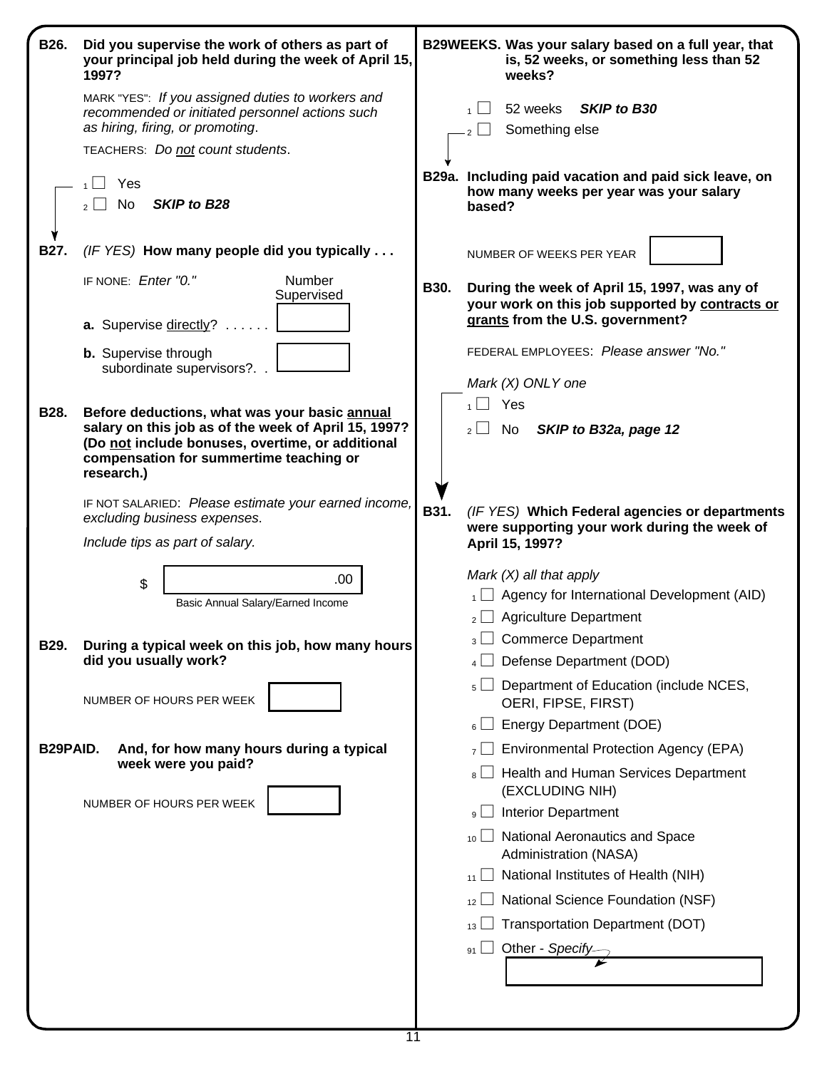**B26. Did you supervise the work of others as part of your principal job held during the week of April 15, 1997?**

MARK "YES": *If you assigned duties to workers and recommended or initiated personnel actions such as hiring, firing, or promoting.*

TEACHERS: *Do not count students.*

- 1 ☐ Yes
- 2 ☐ No ***SKIP to B28***

**B27.** *(IF YES)* **How many people did you typically . . .**

IF NONE: *Enter "0."*

| | Number Supervised |
|---|---|
| **a.** Supervise directly? . . . . . . | |
| **b.** Supervise through subordinate supervisors?. . | |

**B28. Before deductions, what was your basic annual salary on this job as of the week of April 15, 1997? (Do not include bonuses, overtime, or additional compensation for summertime teaching or research.)**

IF NOT SALARIED: *Please estimate your earned income, excluding business expenses.*

*Include tips as part of salary.*

$ ________ .00

Basic Annual Salary/Earned Income

**B29. During a typical week on this job, how many hours did you usually work?**

NUMBER OF HOURS PER WEEK ______

**B29PAID. And, for how many hours during a typical week were you paid?**

NUMBER OF HOURS PER WEEK ______

**B29WEEKS. Was your salary based on a full year, that is, 52 weeks, or something less than 52 weeks?**

- 1 ☐ 52 weeks ***SKIP to B30***
- 2 ☐ Something else

**B29a. Including paid vacation and paid sick leave, on how many weeks per year was your salary based?**

NUMBER OF WEEKS PER YEAR ______

**B30. During the week of April 15, 1997, was any of your work on this job supported by contracts or grants from the U.S. government?**

FEDERAL EMPLOYEES: *Please answer "No."*

*Mark (X) ONLY one*

- 1 ☐ Yes
- 2 ☐ No ***SKIP to B32a, page 12***

**B31.** *(IF YES)* **Which Federal agencies or departments were supporting your work during the week of April 15, 1997?**

*Mark (X) all that apply*

- 1 ☐ Agency for International Development (AID)
- 2 ☐ Agriculture Department
- 3 ☐ Commerce Department
- 4 ☐ Defense Department (DOD)
- 5 ☐ Department of Education (include NCES, OERI, FIPSE, FIRST)
- 6 ☐ Energy Department (DOE)
- 7 ☐ Environmental Protection Agency (EPA)
- 8 ☐ Health and Human Services Department (EXCLUDING NIH)
- 9 ☐ Interior Department
- 10 ☐ National Aeronautics and Space Administration (NASA)
- 11 ☐ National Institutes of Health (NIH)
- 12 ☐ National Science Foundation (NSF)
- 13 ☐ Transportation Department (DOT)
- 91 ☐ Other - *Specify* ______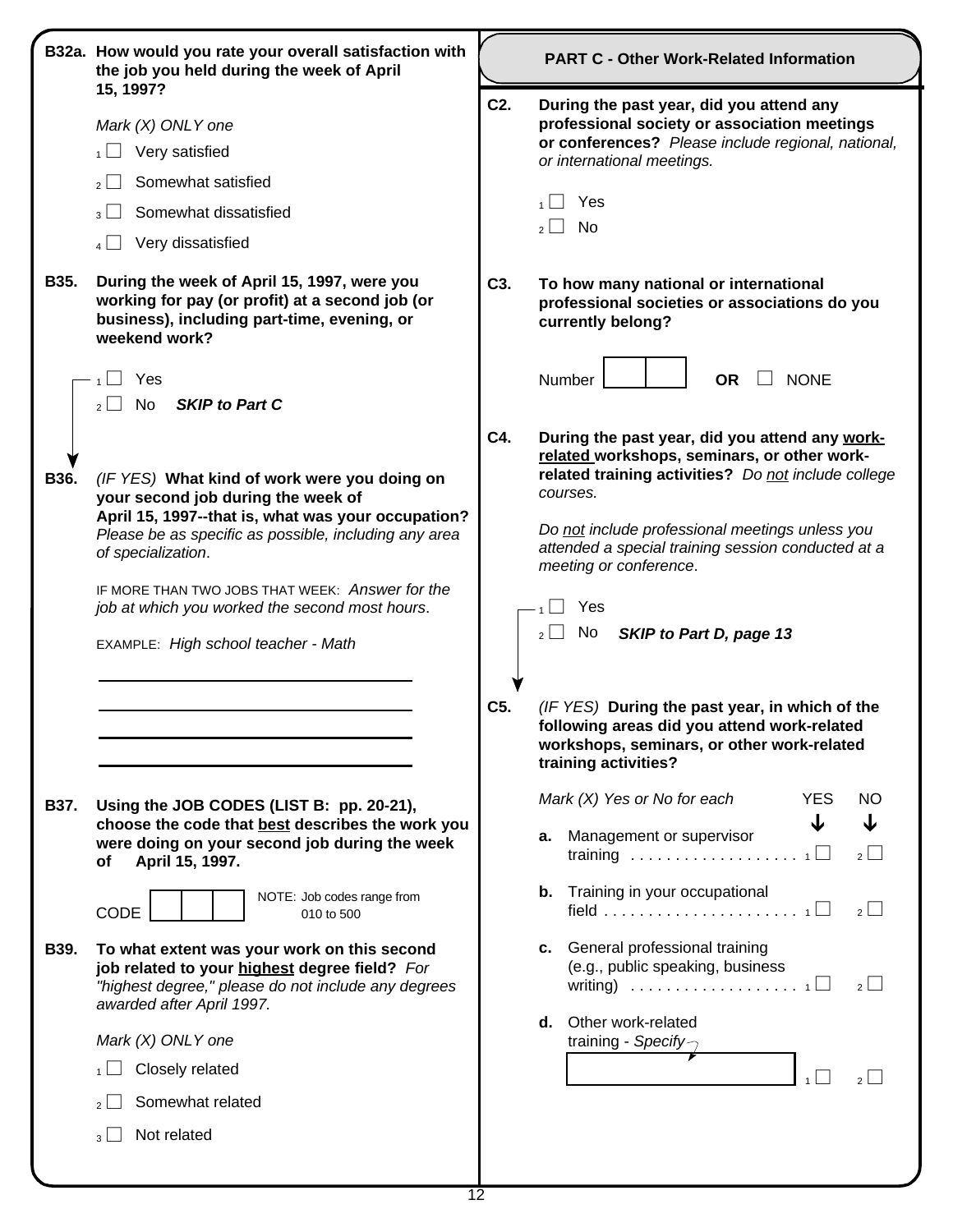**B32a. How would you rate your overall satisfaction with the job you held during the week of April 15, 1997?**

*Mark (X) ONLY one*

- 1 ☐ Very satisfied
- 2 ☐ Somewhat satisfied
- 3 ☐ Somewhat dissatisfied
- 4 ☐ Very dissatisfied

**B35. During the week of April 15, 1997, were you working for pay (or profit) at a second job (or business), including part-time, evening, or weekend work?**

- 1 ☐ Yes
- 2 ☐ No ***SKIP to Part C***

**B36.** *(IF YES)* **What kind of work were you doing on your second job during the week of April 15, 1997--that is, what was your occupation?** *Please be as specific as possible, including any area of specialization*.

IF MORE THAN TWO JOBS THAT WEEK: *Answer for the job at which you worked the second most hours*.

EXAMPLE: *High school teacher - Math*

\_\_\_\_\_\_\_\_\_\_\_\_\_\_\_\_\_\_\_\_\_\_\_\_\_\_\_\_\_\_\_\_\_\_\_\_

\_\_\_\_\_\_\_\_\_\_\_\_\_\_\_\_\_\_\_\_\_\_\_\_\_\_\_\_\_\_\_\_\_\_\_\_

\_\_\_\_\_\_\_\_\_\_\_\_\_\_\_\_\_\_\_\_\_\_\_\_\_\_\_\_\_\_\_\_\_\_\_\_

\_\_\_\_\_\_\_\_\_\_\_\_\_\_\_\_\_\_\_\_\_\_\_\_\_\_\_\_\_\_\_\_\_\_\_\_

**B37. Using the JOB CODES (LIST B: pp. 20-21), choose the code that best describes the work you were doing on your second job during the week of April 15, 1997.**

CODE ☐☐☐ NOTE: Job codes range from 010 to 500

**B39. To what extent was your work on this second job related to your highest degree field?** *For "highest degree," please do not include any degrees awarded after April 1997.*

*Mark (X) ONLY one*

- 1 ☐ Closely related
- 2 ☐ Somewhat related
- 3 ☐ Not related

## PART C - Other Work-Related Information

**C2. During the past year, did you attend any professional society or association meetings or conferences?** *Please include regional, national, or international meetings.*

- 1 ☐ Yes
- 2 ☐ No

**C3. To how many national or international professional societies or associations do you currently belong?**

Number ☐☐ **OR** ☐ NONE

**C4. During the past year, did you attend any work-related workshops, seminars, or other work-related training activities?** *Do not include college courses.*

*Do not include professional meetings unless you attended a special training session conducted at a meeting or conference*.

- 1 ☐ Yes
- 2 ☐ No ***SKIP to Part D, page 13***

**C5.** *(IF YES)* **During the past year, in which of the following areas did you attend work-related workshops, seminars, or other work-related training activities?**

*Mark (X) Yes or No for each*

| | YES | NO |
|---|---|---|
| **a.** Management or supervisor training | 1 ☐ | 2 ☐ |
| **b.** Training in your occupational field | 1 ☐ | 2 ☐ |
| **c.** General professional training (e.g., public speaking, business writing) | 1 ☐ | 2 ☐ |
| **d.** Other work-related training - *Specify* ☐ | 1 ☐ | 2 ☐ |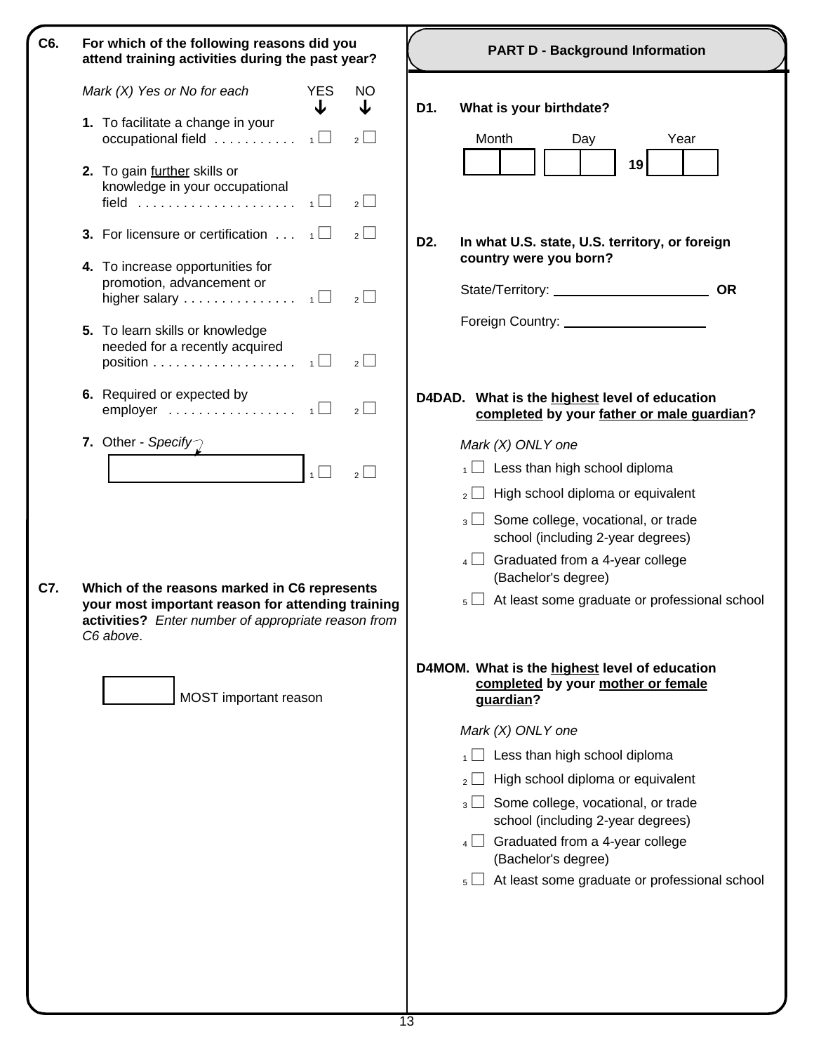**C6. For which of the following reasons did you attend training activities during the past year?**

*Mark (X) Yes or No for each*

| | YES | NO |
|---|---|---|
| **1.** To facilitate a change in your occupational field | 1 ☐ | 2 ☐ |
| **2.** To gain <u>further</u> skills or knowledge in your occupational field | 1 ☐ | 2 ☐ |
| **3.** For licensure or certification | 1 ☐ | 2 ☐ |
| **4.** To increase opportunities for promotion, advancement or higher salary | 1 ☐ | 2 ☐ |
| **5.** To learn skills or knowledge needed for a recently acquired position | 1 ☐ | 2 ☐ |
| **6.** Required or expected by employer | 1 ☐ | 2 ☐ |
| **7.** Other - *Specify* ______ | 1 ☐ | 2 ☐ |

**C7. Which of the reasons marked in C6 represents your most important reason for attending training activities?** *Enter number of appropriate reason from C6 above.*

☐ MOST important reason

## PART D - Background Information

**D1. What is your birthdate?**

Month ☐☐ Day ☐☐ Year **19** ☐☐

**D2. In what U.S. state, U.S. territory, or foreign country were you born?**

State/Territory: ____________________ **OR**

Foreign Country: ____________________

**D4DAD. What is the <u>highest</u> level of education <u>completed</u> by your <u>father or male guardian</u>?**

*Mark (X) ONLY one*

1 ☐ Less than high school diploma

2 ☐ High school diploma or equivalent

3 ☐ Some college, vocational, or trade school (including 2-year degrees)

4 ☐ Graduated from a 4-year college (Bachelor's degree)

5 ☐ At least some graduate or professional school

**D4MOM. What is the <u>highest</u> level of education <u>completed</u> by your <u>mother or female guardian</u>?**

*Mark (X) ONLY one*

1 ☐ Less than high school diploma

2 ☐ High school diploma or equivalent

3 ☐ Some college, vocational, or trade school (including 2-year degrees)

4 ☐ Graduated from a 4-year college (Bachelor's degree)

5 ☐ At least some graduate or professional school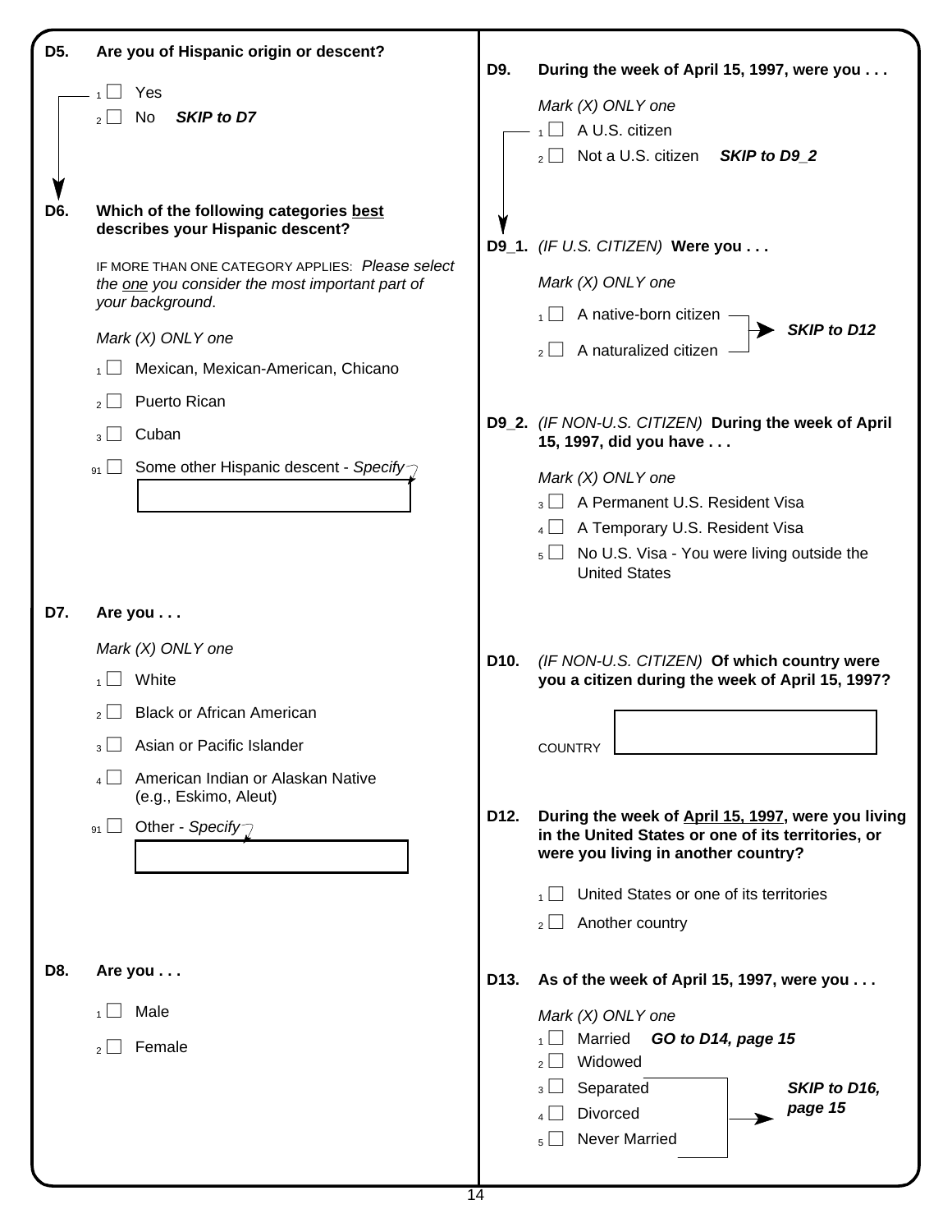**D5. Are you of Hispanic origin or descent?**

- 1 ☐ Yes
- 2 ☐ No ***SKIP to D7***

**D6. Which of the following categories best describes your Hispanic descent?**

IF MORE THAN ONE CATEGORY APPLIES: *Please select the one you consider the most important part of your background.*

*Mark (X) ONLY one*

- 1 ☐ Mexican, Mexican-American, Chicano
- 2 ☐ Puerto Rican
- 3 ☐ Cuban
- 91 ☐ Some other Hispanic descent - *Specify* ________

**D7. Are you . . .**

*Mark (X) ONLY one*

- 1 ☐ White
- 2 ☐ Black or African American
- 3 ☐ Asian or Pacific Islander
- 4 ☐ American Indian or Alaskan Native (e.g., Eskimo, Aleut)
- 91 ☐ Other - *Specify* ________

**D8. Are you . . .**

- 1 ☐ Male
- 2 ☐ Female

**D9. During the week of April 15, 1997, were you . . .**

*Mark (X) ONLY one*

- 1 ☐ A U.S. citizen
- 2 ☐ Not a U.S. citizen ***SKIP to D9_2***

**D9_1.** *(IF U.S. CITIZEN)* **Were you . . .**

*Mark (X) ONLY one*

- 1 ☐ A native-born citizen → ***SKIP to D12***
- 2 ☐ A naturalized citizen → ***SKIP to D12***

**D9_2.** *(IF NON-U.S. CITIZEN)* **During the week of April 15, 1997, did you have . . .**

*Mark (X) ONLY one*

- 3 ☐ A Permanent U.S. Resident Visa
- 4 ☐ A Temporary U.S. Resident Visa
- 5 ☐ No U.S. Visa - You were living outside the United States

**D10.** *(IF NON-U.S. CITIZEN)* **Of which country were you a citizen during the week of April 15, 1997?**

COUNTRY ________

**D12. During the week of April 15, 1997, were you living in the United States or one of its territories, or were you living in another country?**

- 1 ☐ United States or one of its territories
- 2 ☐ Another country

**D13. As of the week of April 15, 1997, were you . . .**

*Mark (X) ONLY one*

- 1 ☐ Married ***GO to D14, page 15***
- 2 ☐ Widowed → ***SKIP to D16, page 15***
- 3 ☐ Separated → ***SKIP to D16, page 15***
- 4 ☐ Divorced → ***SKIP to D16, page 15***
- 5 ☐ Never Married → ***SKIP to D16, page 15***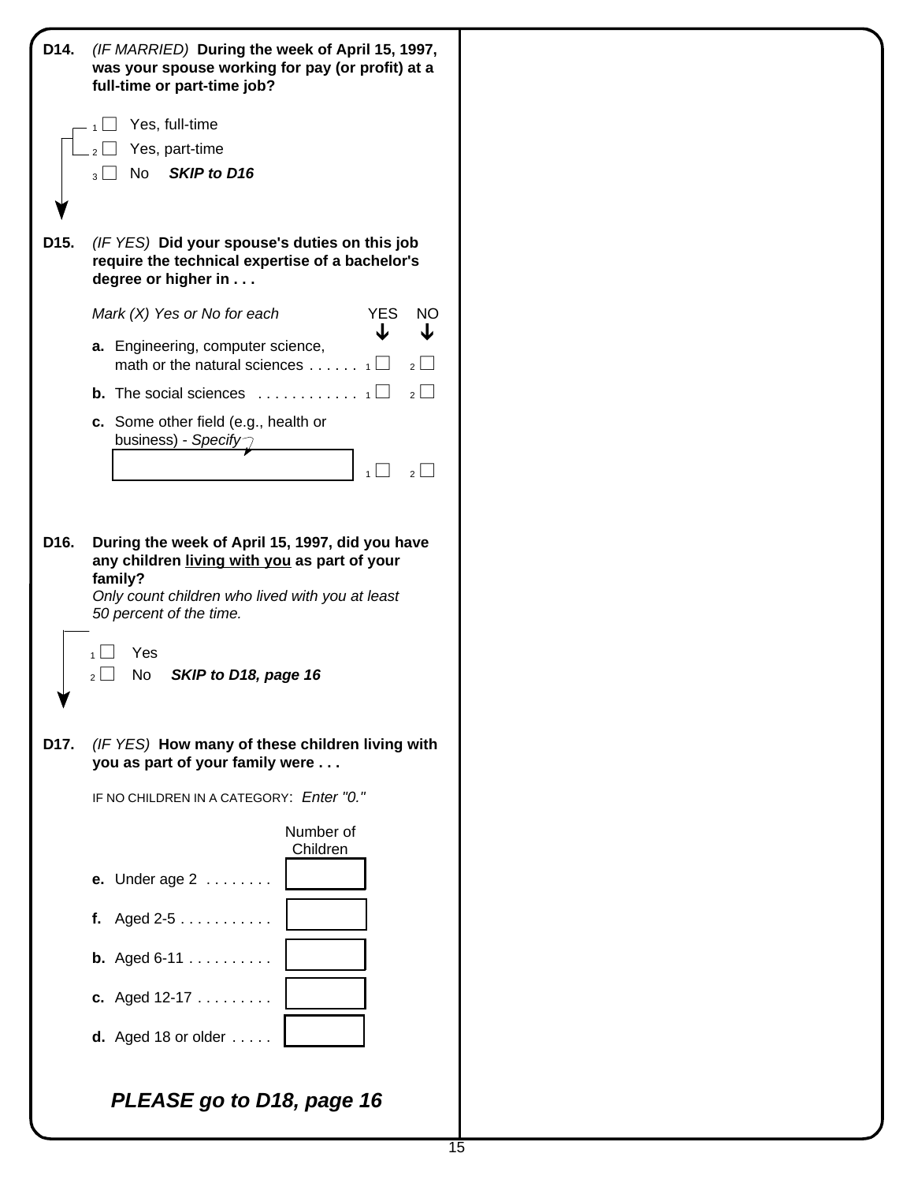**D14.** *(IF MARRIED)* **During the week of April 15, 1997, was your spouse working for pay (or profit) at a full-time or part-time job?**

- 1 ☐ Yes, full-time
- 2 ☐ Yes, part-time
- 3 ☐ No ***SKIP to D16***

**D15.** *(IF YES)* **Did your spouse's duties on this job require the technical expertise of a bachelor's degree or higher in . . .**

*Mark (X) Yes or No for each*

| | YES | NO |
|---|---|---|
| **a.** Engineering, computer science, math or the natural sciences . . . . . . | 1 ☐ | 2 ☐ |
| **b.** The social sciences . . . . . . . . . . . . | 1 ☐ | 2 ☐ |
| **c.** Some other field (e.g., health or business) - *Specify* ________ | 1 ☐ | 2 ☐ |

**D16.** **During the week of April 15, 1997, did you have any children living with you as part of your family?**
*Only count children who lived with you at least 50 percent of the time.*

- 1 ☐ Yes
- 2 ☐ No ***SKIP to D18, page 16***

**D17.** *(IF YES)* **How many of these children living with you as part of your family were . . .**

IF NO CHILDREN IN A CATEGORY: *Enter "0."*

| | Number of Children |
|---|---|
| **e.** Under age 2 . . . . . . . . | |
| **f.** Aged 2-5 . . . . . . . . . . . | |
| **b.** Aged 6-11 . . . . . . . . . . | |
| **c.** Aged 12-17 . . . . . . . . . | |
| **d.** Aged 18 or older . . . . . | |

***PLEASE go to D18, page 16***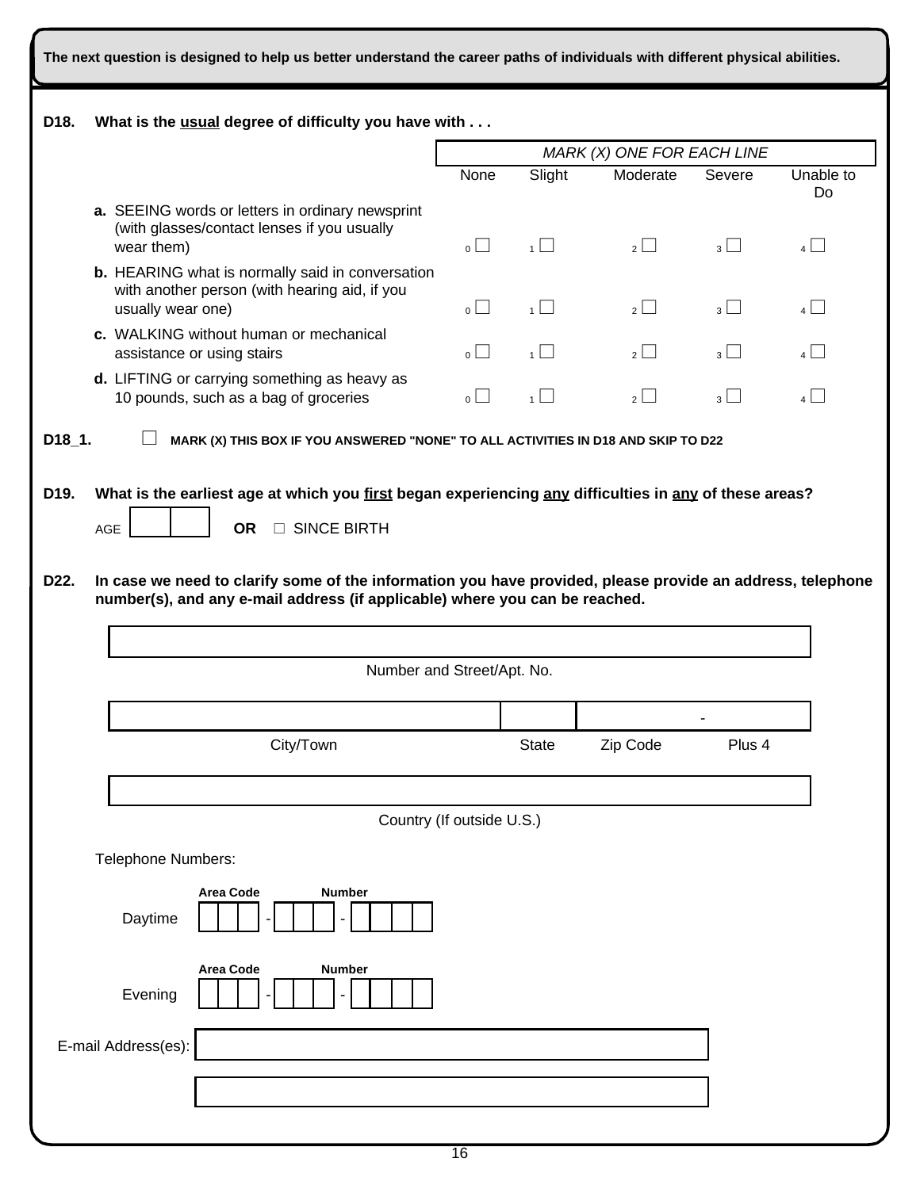**The next question is designed to help us better understand the career paths of individuals with different physical abilities.**

**D18. What is the usual degree of difficulty you have with . . .**

*MARK (X) ONE FOR EACH LINE*

| | None | Slight | Moderate | Severe | Unable to Do |
|---|---|---|---|---|---|
| **a.** SEEING words or letters in ordinary newsprint (with glasses/contact lenses if you usually wear them) | 0 ☐ | 1 ☐ | 2 ☐ | 3 ☐ | 4 ☐ |
| **b.** HEARING what is normally said in conversation with another person (with hearing aid, if you usually wear one) | 0 ☐ | 1 ☐ | 2 ☐ | 3 ☐ | 4 ☐ |
| **c.** WALKING without human or mechanical assistance or using stairs | 0 ☐ | 1 ☐ | 2 ☐ | 3 ☐ | 4 ☐ |
| **d.** LIFTING or carrying something as heavy as 10 pounds, such as a bag of groceries | 0 ☐ | 1 ☐ | 2 ☐ | 3 ☐ | 4 ☐ |

**D18_1.** ☐ **MARK (X) THIS BOX IF YOU ANSWERED "NONE" TO ALL ACTIVITIES IN D18 AND SKIP TO D22**

**D19. What is the earliest age at which you first began experiencing any difficulties in any of these areas?**

AGE ☐☐ **OR** ☐ SINCE BIRTH

**D22. In case we need to clarify some of the information you have provided, please provide an address, telephone number(s), and any e-mail address (if applicable) where you can be reached.**

_______________________________________________
Number and Street/Apt. No.

_______________________________________________
City/Town | State | Zip Code - Plus 4

_______________________________________________
Country (If outside U.S.)

Telephone Numbers:

Daytime: Area Code ☐☐☐ - Number ☐☐☐ - ☐☐☐☐

Evening: Area Code ☐☐☐ - Number ☐☐☐ - ☐☐☐☐

E-mail Address(es): _______________________________________________

_______________________________________________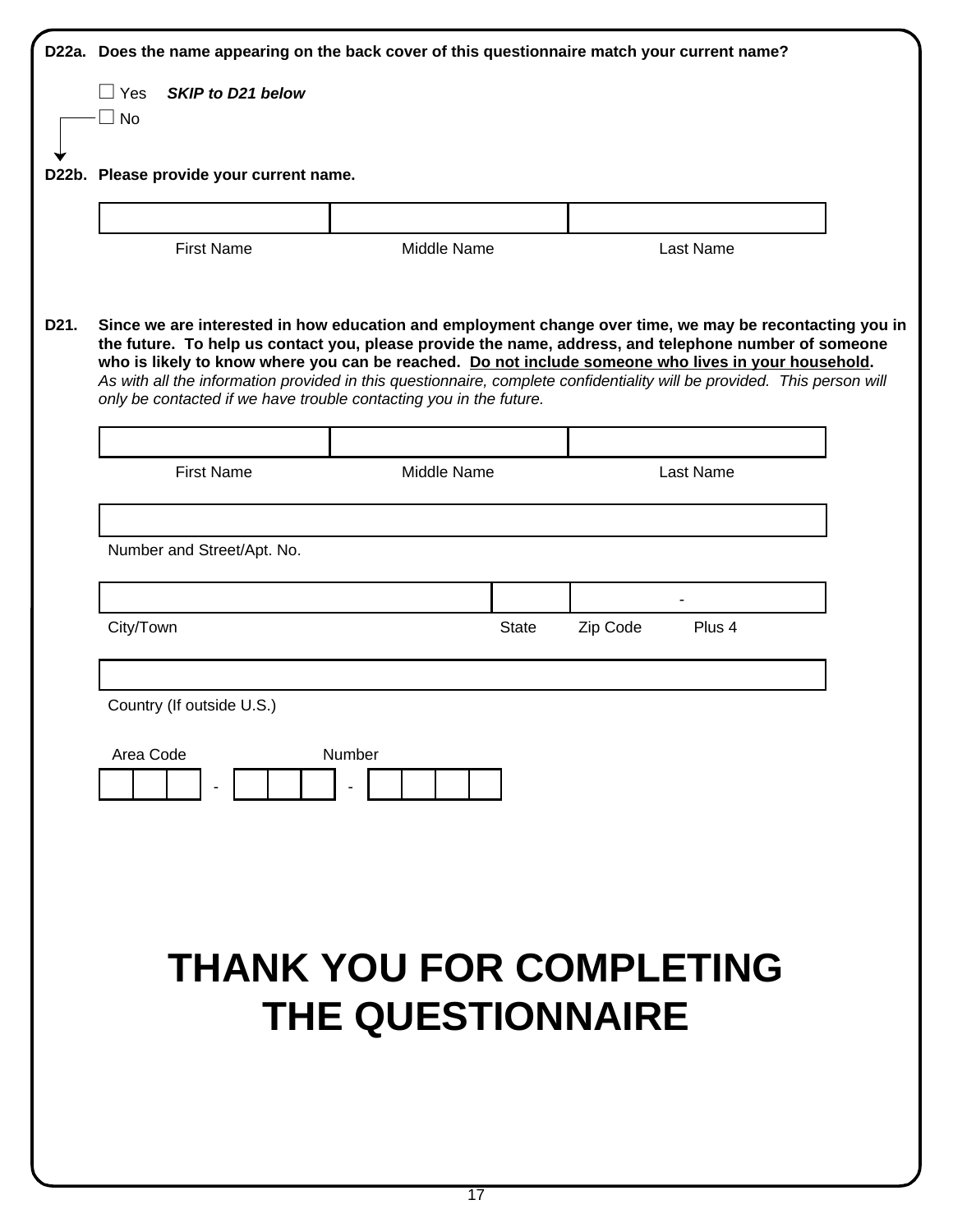**D22a. Does the name appearing on the back cover of this questionnaire match your current name?**

- ☐ Yes ***SKIP to D21 below***
- ☐ No

**D22b. Please provide your current name.**

| First Name | Middle Name | Last Name |
|---|---|---|
| | | |

**D21. Since we are interested in how education and employment change over time, we may be recontacting you in the future. To help us contact you, please provide the name, address, and telephone number of someone who is likely to know where you can be reached. <u>Do not include someone who lives in your household</u>.** *As with all the information provided in this questionnaire, complete confidentiality will be provided. This person will only be contacted if we have trouble contacting you in the future.*

| First Name | Middle Name | Last Name |
|---|---|---|
| | | |

Number and Street/Apt. No.: ______________________

| City/Town | State | Zip Code - Plus 4 |
|---|---|---|
| | | - |

Country (If outside U.S.): ______________________

Area Code ☐☐☐ - Number ☐☐☐ - ☐☐☐☐

# THANK YOU FOR COMPLETING THE QUESTIONNAIRE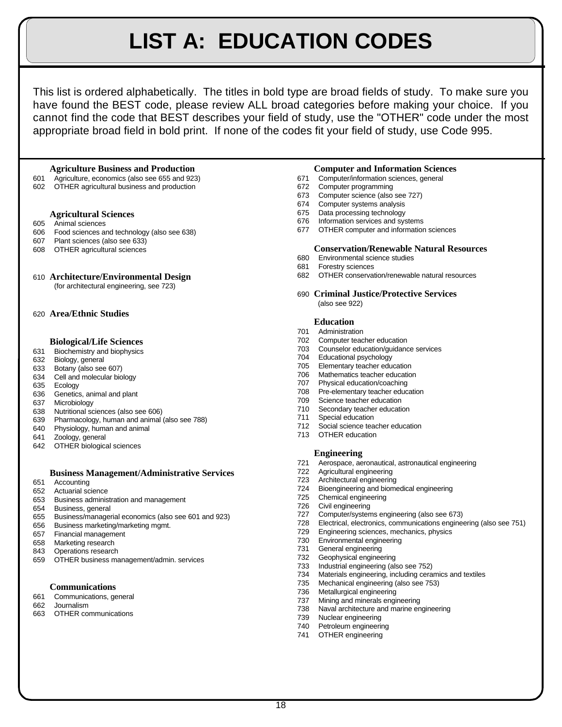# LIST A: EDUCATION CODES

This list is ordered alphabetically. The titles in bold type are broad fields of study. To make sure you have found the BEST code, please review ALL broad categories before making your choice. If you cannot find the code that BEST describes your field of study, use the "OTHER" code under the most appropriate broad field in bold print. If none of the codes fit your field of study, use Code 995.

**Agriculture Business and Production**

601 Agriculture, economics (also see 655 and 923)
602 OTHER agricultural business and production

**Agricultural Sciences**

605 Animal sciences
606 Food sciences and technology (also see 638)
607 Plant sciences (also see 633)
608 OTHER agricultural sciences

610 **Architecture/Environmental Design**
(for architectural engineering, see 723)

620 **Area/Ethnic Studies**

**Biological/Life Sciences**

631 Biochemistry and biophysics
632 Biology, general
633 Botany (also see 607)
634 Cell and molecular biology
635 Ecology
636 Genetics, animal and plant
637 Microbiology
638 Nutritional sciences (also see 606)
639 Pharmacology, human and animal (also see 788)
640 Physiology, human and animal
641 Zoology, general
642 OTHER biological sciences

**Business Management/Administrative Services**

651 Accounting
652 Actuarial science
653 Business administration and management
654 Business, general
655 Business/managerial economics (also see 601 and 923)
656 Business marketing/marketing mgmt.
657 Financial management
658 Marketing research
843 Operations research
659 OTHER business management/admin. services

**Communications**

661 Communications, general
662 Journalism
663 OTHER communications

**Computer and Information Sciences**

671 Computer/information sciences, general
672 Computer programming
673 Computer science (also see 727)
674 Computer systems analysis
675 Data processing technology
676 Information services and systems
677 OTHER computer and information sciences

**Conservation/Renewable Natural Resources**

680 Environmental science studies
681 Forestry sciences
682 OTHER conservation/renewable natural resources

690 **Criminal Justice/Protective Services**
(also see 922)

**Education**

701 Administration
702 Computer teacher education
703 Counselor education/guidance services
704 Educational psychology
705 Elementary teacher education
706 Mathematics teacher education
707 Physical education/coaching
708 Pre-elementary teacher education
709 Science teacher education
710 Secondary teacher education
711 Special education
712 Social science teacher education
713 OTHER education

**Engineering**

721 Aerospace, aeronautical, astronautical engineering
722 Agricultural engineering
723 Architectural engineering
724 Bioengineering and biomedical engineering
725 Chemical engineering
726 Civil engineering
727 Computer/systems engineering (also see 673)
728 Electrical, electronics, communications engineering (also see 751)
729 Engineering sciences, mechanics, physics
730 Environmental engineering
731 General engineering
732 Geophysical engineering
733 Industrial engineering (also see 752)
734 Materials engineering, including ceramics and textiles
735 Mechanical engineering (also see 753)
736 Metallurgical engineering
737 Mining and minerals engineering
738 Naval architecture and marine engineering
739 Nuclear engineering
740 Petroleum engineering
741 OTHER engineering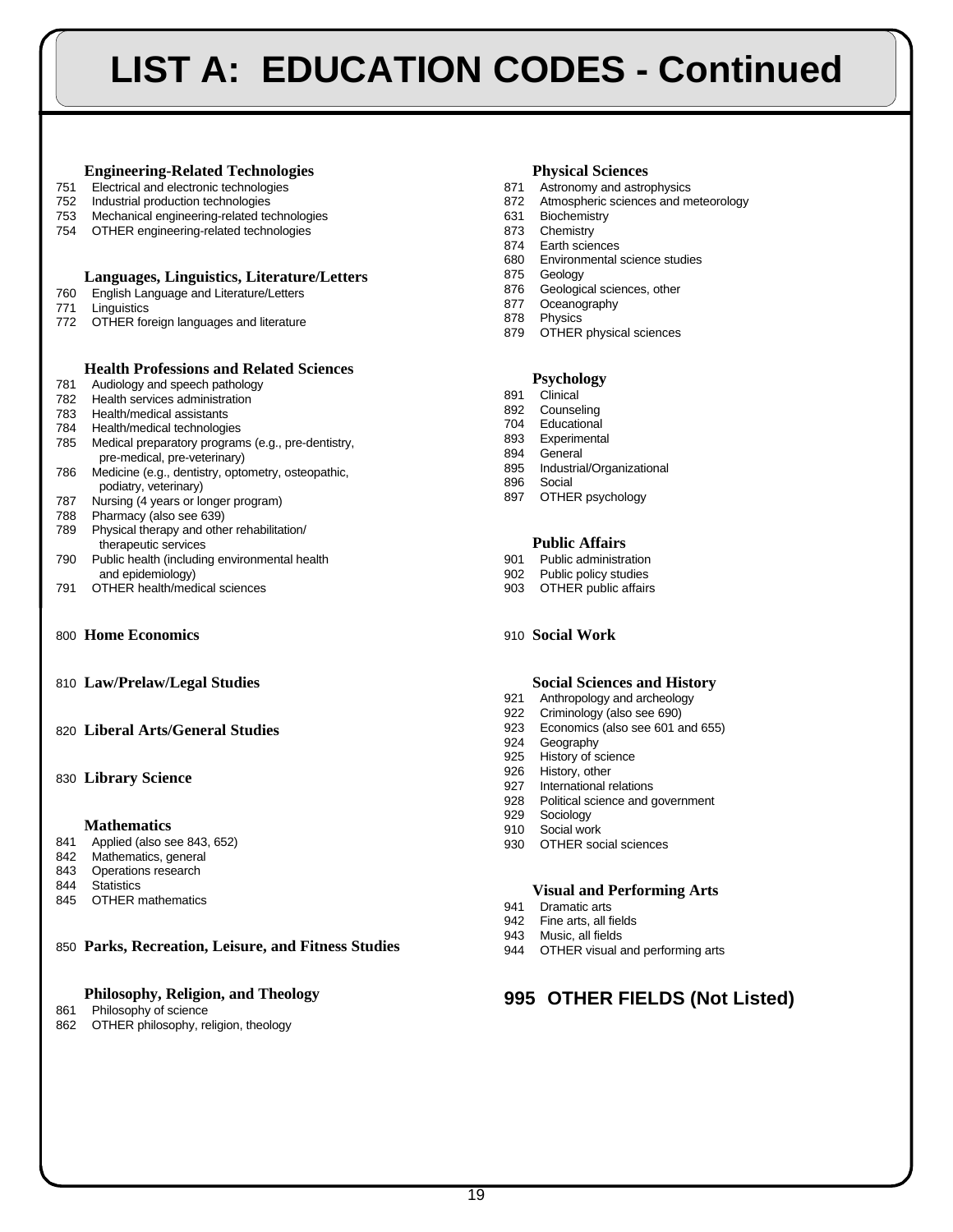# LIST A: EDUCATION CODES - Continued

### Engineering-Related Technologies

751 Electrical and electronic technologies
752 Industrial production technologies
753 Mechanical engineering-related technologies
754 OTHER engineering-related technologies

### Languages, Linguistics, Literature/Letters

760 English Language and Literature/Letters
771 Linguistics
772 OTHER foreign languages and literature

### Health Professions and Related Sciences

781 Audiology and speech pathology
782 Health services administration
783 Health/medical assistants
784 Health/medical technologies
785 Medical preparatory programs (e.g., pre-dentistry, pre-medical, pre-veterinary)
786 Medicine (e.g., dentistry, optometry, osteopathic, podiatry, veterinary)
787 Nursing (4 years or longer program)
788 Pharmacy (also see 639)
789 Physical therapy and other rehabilitation/ therapeutic services
790 Public health (including environmental health and epidemiology)
791 OTHER health/medical sciences

### 800 Home Economics

### 810 Law/Prelaw/Legal Studies

### 820 Liberal Arts/General Studies

### 830 Library Science

### Mathematics

841 Applied (also see 843, 652)
842 Mathematics, general
843 Operations research
844 Statistics
845 OTHER mathematics

### 850 Parks, Recreation, Leisure, and Fitness Studies

### Philosophy, Religion, and Theology

861 Philosophy of science
862 OTHER philosophy, religion, theology

### Physical Sciences

871 Astronomy and astrophysics
872 Atmospheric sciences and meteorology
631 Biochemistry
873 Chemistry
874 Earth sciences
680 Environmental science studies
875 Geology
876 Geological sciences, other
877 Oceanography
878 Physics
879 OTHER physical sciences

### Psychology

891 Clinical
892 Counseling
704 Educational
893 Experimental
894 General
895 Industrial/Organizational
896 Social
897 OTHER psychology

### Public Affairs

901 Public administration
902 Public policy studies
903 OTHER public affairs

### 910 Social Work

### Social Sciences and History

921 Anthropology and archeology
922 Criminology (also see 690)
923 Economics (also see 601 and 655)
924 Geography
925 History of science
926 History, other
927 International relations
928 Political science and government
929 Sociology
910 Social work
930 OTHER social sciences

### Visual and Performing Arts

941 Dramatic arts
942 Fine arts, all fields
943 Music, all fields
944 OTHER visual and performing arts

## 995 OTHER FIELDS (Not Listed)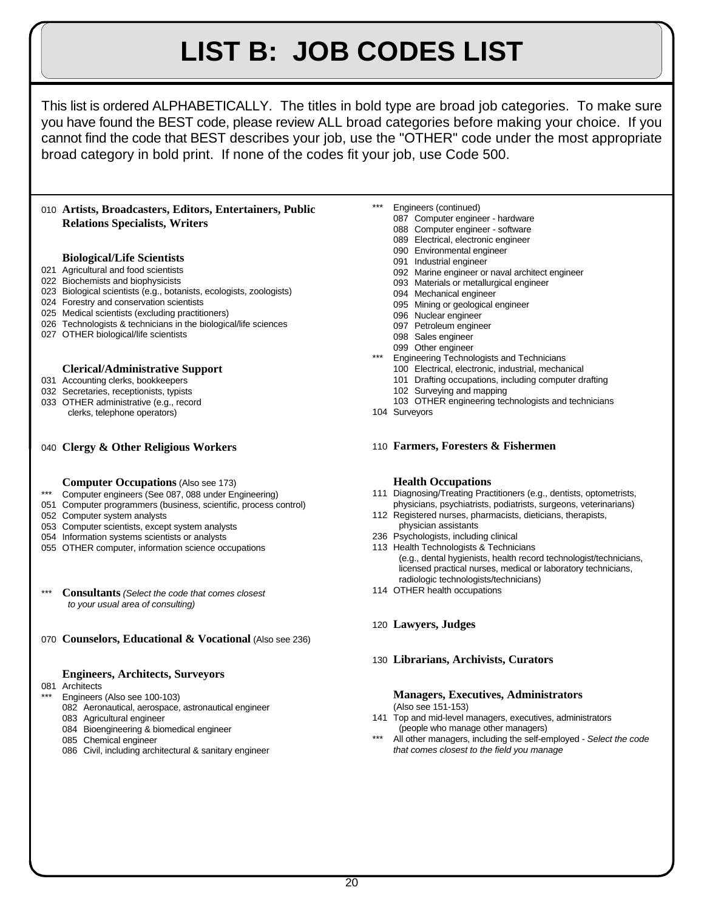# LIST B: JOB CODES LIST

This list is ordered ALPHABETICALLY. The titles in bold type are broad job categories. To make sure you have found the BEST code, please review ALL broad categories before making your choice. If you cannot find the code that BEST describes your job, use the "OTHER" code under the most appropriate broad category in bold print. If none of the codes fit your job, use Code 500.

010 **Artists, Broadcasters, Editors, Entertainers, Public Relations Specialists, Writers**

**Biological/Life Scientists**

- 021 Agricultural and food scientists
- 022 Biochemists and biophysicists
- 023 Biological scientists (e.g., botanists, ecologists, zoologists)
- 024 Forestry and conservation scientists
- 025 Medical scientists (excluding practitioners)
- 026 Technologists & technicians in the biological/life sciences
- 027 OTHER biological/life scientists

**Clerical/Administrative Support**

- 031 Accounting clerks, bookkeepers
- 032 Secretaries, receptionists, typists
- 033 OTHER administrative (e.g., record clerks, telephone operators)

040 **Clergy & Other Religious Workers**

**Computer Occupations** (Also see 173)

- *** Computer engineers (See 087, 088 under Engineering)
- 051 Computer programmers (business, scientific, process control)
- 052 Computer system analysts
- 053 Computer scientists, except system analysts
- 054 Information systems scientists or analysts
- 055 OTHER computer, information science occupations

*** **Consultants** *(Select the code that comes closest to your usual area of consulting)*

070 **Counselors, Educational & Vocational** (Also see 236)

**Engineers, Architects, Surveyors**

- 081 Architects
- *** Engineers (Also see 100-103)
  - 082 Aeronautical, aerospace, astronautical engineer
  - 083 Agricultural engineer
  - 084 Bioengineering & biomedical engineer
  - 085 Chemical engineer
  - 086 Civil, including architectural & sanitary engineer
- *** Engineers (continued)
  - 087 Computer engineer - hardware
  - 088 Computer engineer - software
  - 089 Electrical, electronic engineer
  - 090 Environmental engineer
  - 091 Industrial engineer
  - 092 Marine engineer or naval architect engineer
  - 093 Materials or metallurgical engineer
  - 094 Mechanical engineer
  - 095 Mining or geological engineer
  - 096 Nuclear engineer
  - 097 Petroleum engineer
  - 098 Sales engineer
  - 099 Other engineer
- *** Engineering Technologists and Technicians
  - 100 Electrical, electronic, industrial, mechanical
  - 101 Drafting occupations, including computer drafting
  - 102 Surveying and mapping
  - 103 OTHER engineering technologists and technicians
- 104 Surveyors

110 **Farmers, Foresters & Fishermen**

**Health Occupations**

- 111 Diagnosing/Treating Practitioners (e.g., dentists, optometrists, physicians, psychiatrists, podiatrists, surgeons, veterinarians)
- 112 Registered nurses, pharmacists, dieticians, therapists, physician assistants
- 236 Psychologists, including clinical
- 113 Health Technologists & Technicians (e.g., dental hygienists, health record technologist/technicians, licensed practical nurses, medical or laboratory technicians, radiologic technologists/technicians)
- 114 OTHER health occupations

120 **Lawyers, Judges**

130 **Librarians, Archivists, Curators**

**Managers, Executives, Administrators** (Also see 151-153)

- 141 Top and mid-level managers, executives, administrators (people who manage other managers)
- *** All other managers, including the self-employed - *Select the code that comes closest to the field you manage*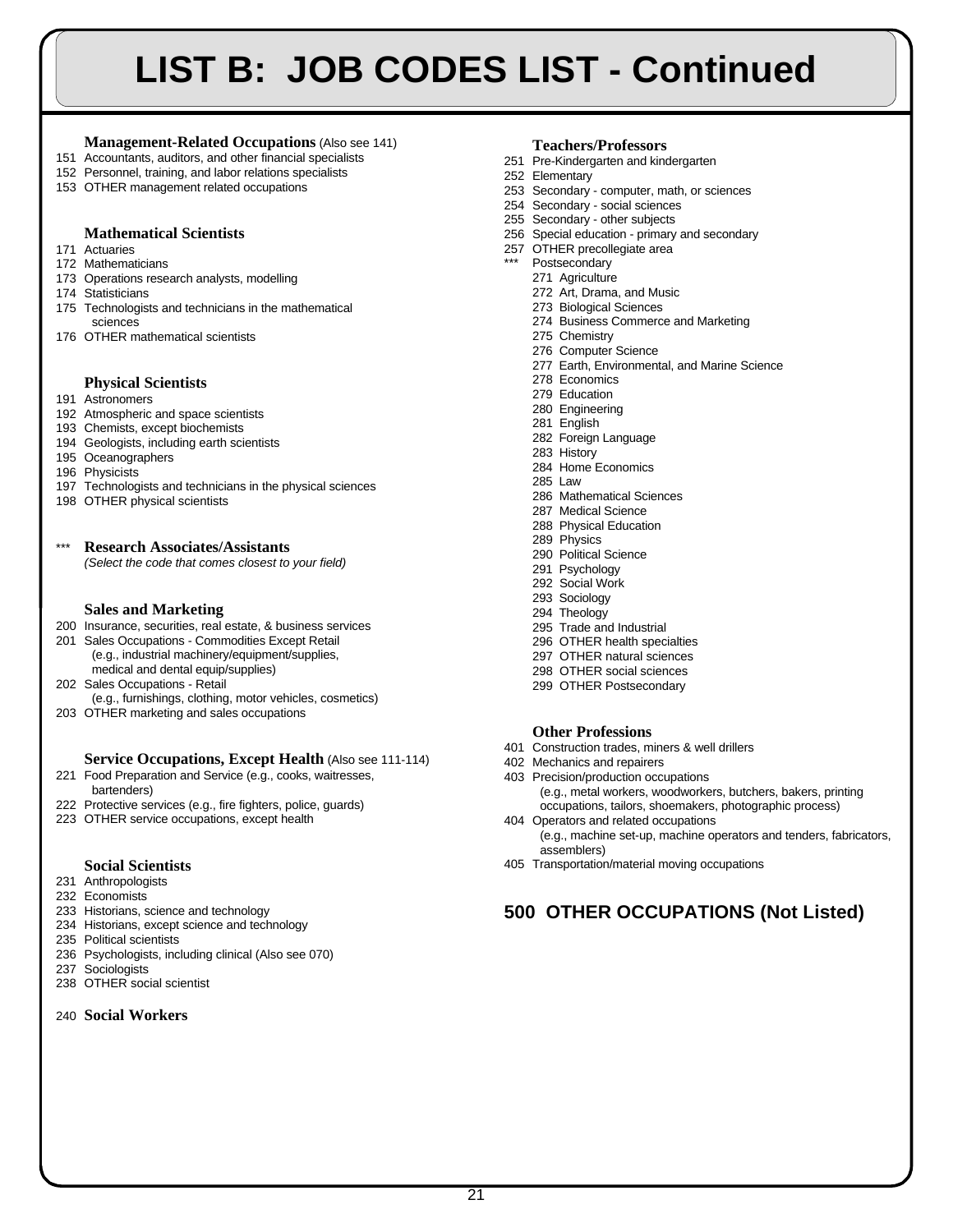# LIST B: JOB CODES LIST - Continued

### Management-Related Occupations (Also see 141)

151 Accountants, auditors, and other financial specialists
152 Personnel, training, and labor relations specialists
153 OTHER management related occupations

### Mathematical Scientists

171 Actuaries
172 Mathematicians
173 Operations research analysts, modelling
174 Statisticians
175 Technologists and technicians in the mathematical sciences
176 OTHER mathematical scientists

### Physical Scientists

191 Astronomers
192 Atmospheric and space scientists
193 Chemists, except biochemists
194 Geologists, including earth scientists
195 Oceanographers
196 Physicists
197 Technologists and technicians in the physical sciences
198 OTHER physical scientists

### *** Research Associates/Assistants

*(Select the code that comes closest to your field)*

### Sales and Marketing

200 Insurance, securities, real estate, & business services
201 Sales Occupations - Commodities Except Retail (e.g., industrial machinery/equipment/supplies, medical and dental equip/supplies)
202 Sales Occupations - Retail (e.g., furnishings, clothing, motor vehicles, cosmetics)
203 OTHER marketing and sales occupations

### Service Occupations, Except Health (Also see 111-114)

221 Food Preparation and Service (e.g., cooks, waitresses, bartenders)
222 Protective services (e.g., fire fighters, police, guards)
223 OTHER service occupations, except health

### Social Scientists

231 Anthropologists
232 Economists
233 Historians, science and technology
234 Historians, except science and technology
235 Political scientists
236 Psychologists, including clinical (Also see 070)
237 Sociologists
238 OTHER social scientist

240 **Social Workers**

### Teachers/Professors

251 Pre-Kindergarten and kindergarten
252 Elementary
253 Secondary - computer, math, or sciences
254 Secondary - social sciences
255 Secondary - other subjects
256 Special education - primary and secondary
257 OTHER precollegiate area
*** Postsecondary
- 271 Agriculture
- 272 Art, Drama, and Music
- 273 Biological Sciences
- 274 Business Commerce and Marketing
- 275 Chemistry
- 276 Computer Science
- 277 Earth, Environmental, and Marine Science
- 278 Economics
- 279 Education
- 280 Engineering
- 281 English
- 282 Foreign Language
- 283 History
- 284 Home Economics
- 285 Law
- 286 Mathematical Sciences
- 287 Medical Science
- 288 Physical Education
- 289 Physics
- 290 Political Science
- 291 Psychology
- 292 Social Work
- 293 Sociology
- 294 Theology
- 295 Trade and Industrial
- 296 OTHER health specialties
- 297 OTHER natural sciences
- 298 OTHER social sciences
- 299 OTHER Postsecondary

### Other Professions

401 Construction trades, miners & well drillers
402 Mechanics and repairers
403 Precision/production occupations (e.g., metal workers, woodworkers, butchers, bakers, printing occupations, tailors, shoemakers, photographic process)
404 Operators and related occupations (e.g., machine set-up, machine operators and tenders, fabricators, assemblers)
405 Transportation/material moving occupations

## 500 OTHER OCCUPATIONS (Not Listed)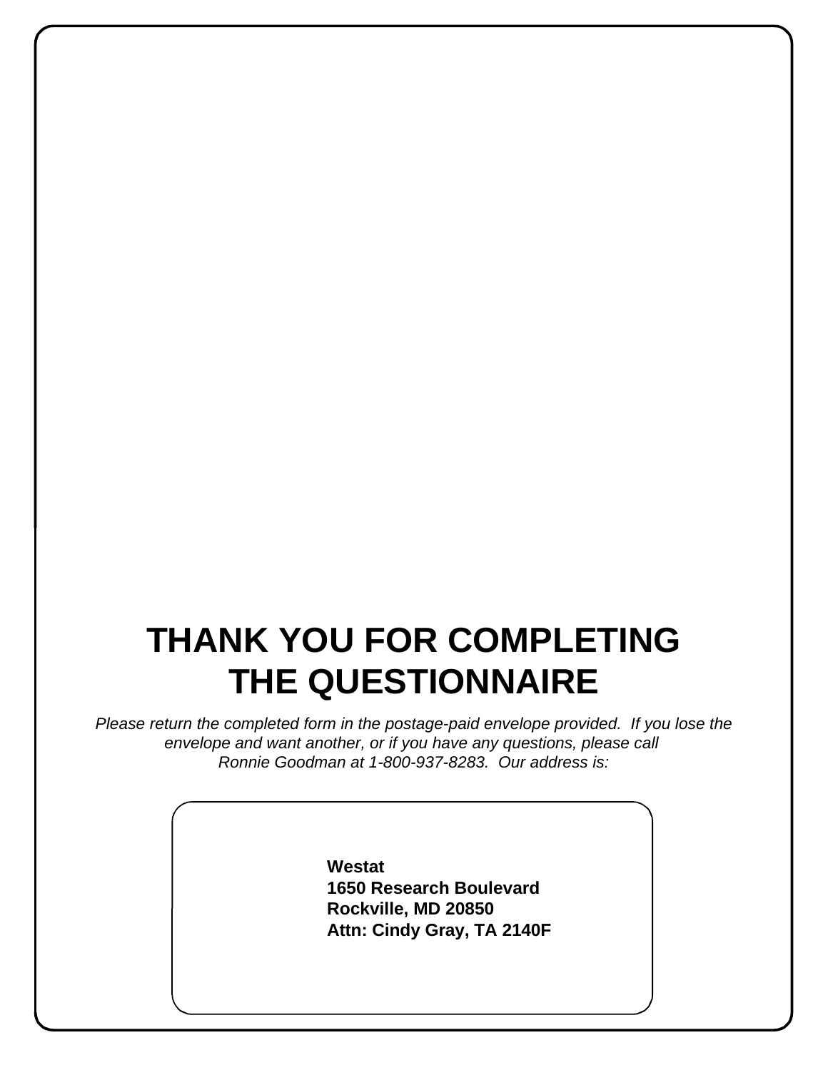# THANK YOU FOR COMPLETING THE QUESTIONNAIRE

*Please return the completed form in the postage-paid envelope provided. If you lose the envelope and want another, or if you have any questions, please call Ronnie Goodman at 1-800-937-8283. Our address is:*

**Westat**
**1650 Research Boulevard**
**Rockville, MD 20850**
**Attn: Cindy Gray, TA 2140F**